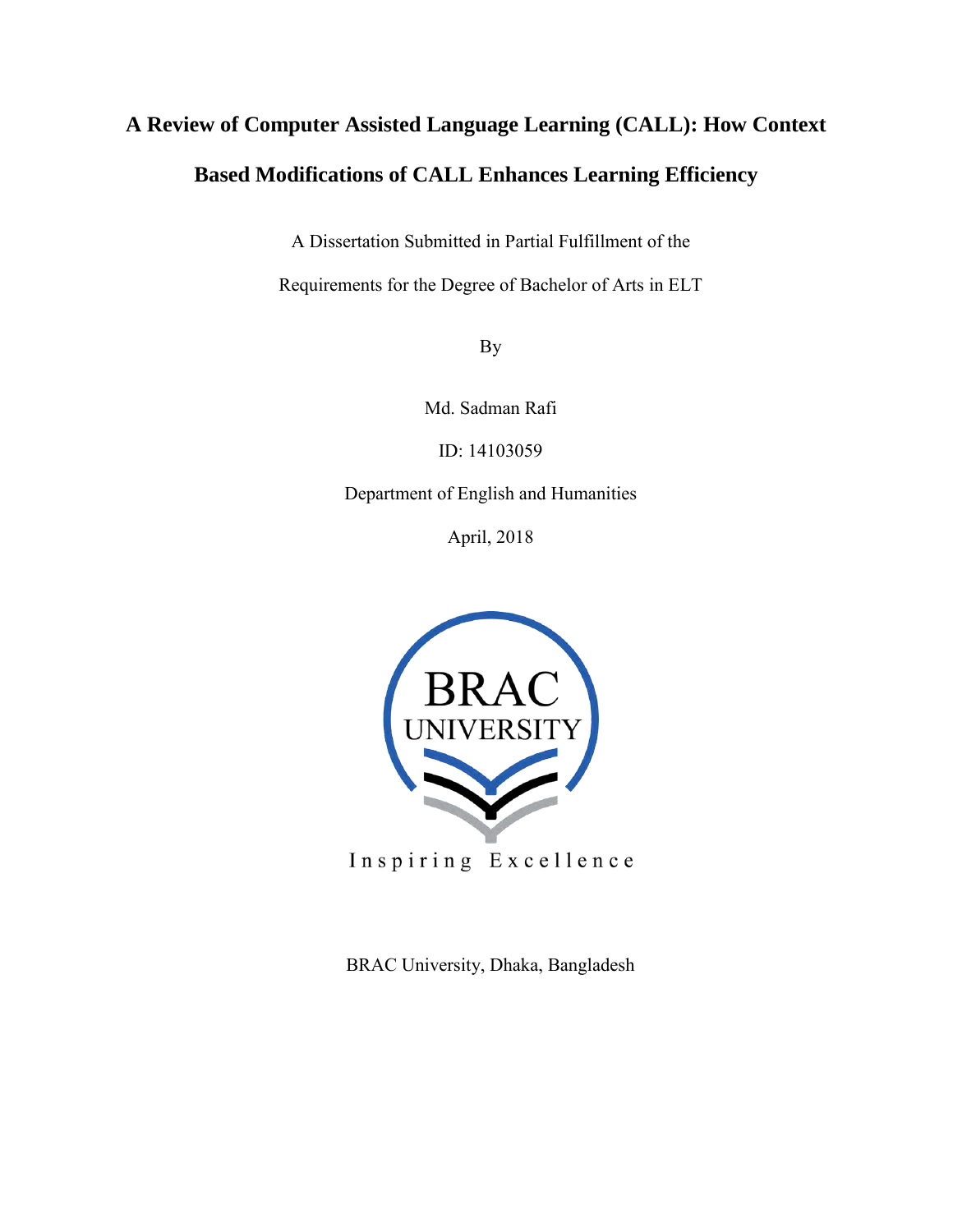# A Review of Computer Assisted Language Learning (CALL): How Context Based Modifications of CALL Enhances Learning Efficiency

A Dissertation Submitted in Partial Fulfillment of the

Requirements for the Degree of Bachelor of Arts in ELT

By

Md. Sadman Rafi

ID: 14103059

Department of English and Humanities

April, 2018

BRAC UNIVERSITY

Inspiring Excellence

BRAC University, Dhaka, Bangladesh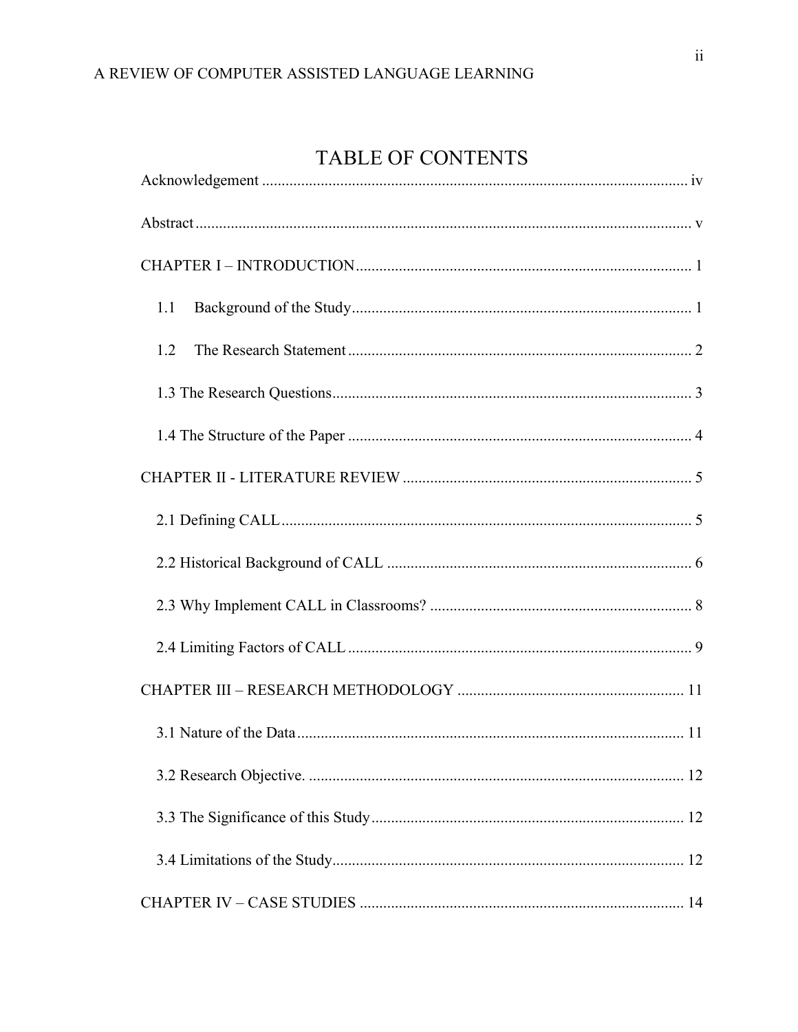# TABLE OF CONTENTS

Acknowledgement ........................................................................................................... iv

Abstract ........................................................................................................................... v

CHAPTER I – INTRODUCTION ..................................................................................... 1

1.1 Background of the Study ...................................................................................... 1

1.2 The Research Statement ....................................................................................... 2

1.3 The Research Questions .......................................................................................... 3

1.4 The Structure of the Paper ....................................................................................... 4

CHAPTER II - LITERATURE REVIEW ......................................................................... 5

2.1 Defining CALL ........................................................................................................ 5

2.2 Historical Background of CALL ............................................................................. 6

2.3 Why Implement CALL in Classrooms? .................................................................. 8

2.4 Limiting Factors of CALL ....................................................................................... 9

CHAPTER III – RESEARCH METHODOLOGY ......................................................... 11

3.1 Nature of the Data .................................................................................................. 11

3.2 Research Objective. ............................................................................................... 12

3.3 The Significance of this Study ............................................................................... 12

3.4 Limitations of the Study ......................................................................................... 12

CHAPTER IV – CASE STUDIES .................................................................................. 14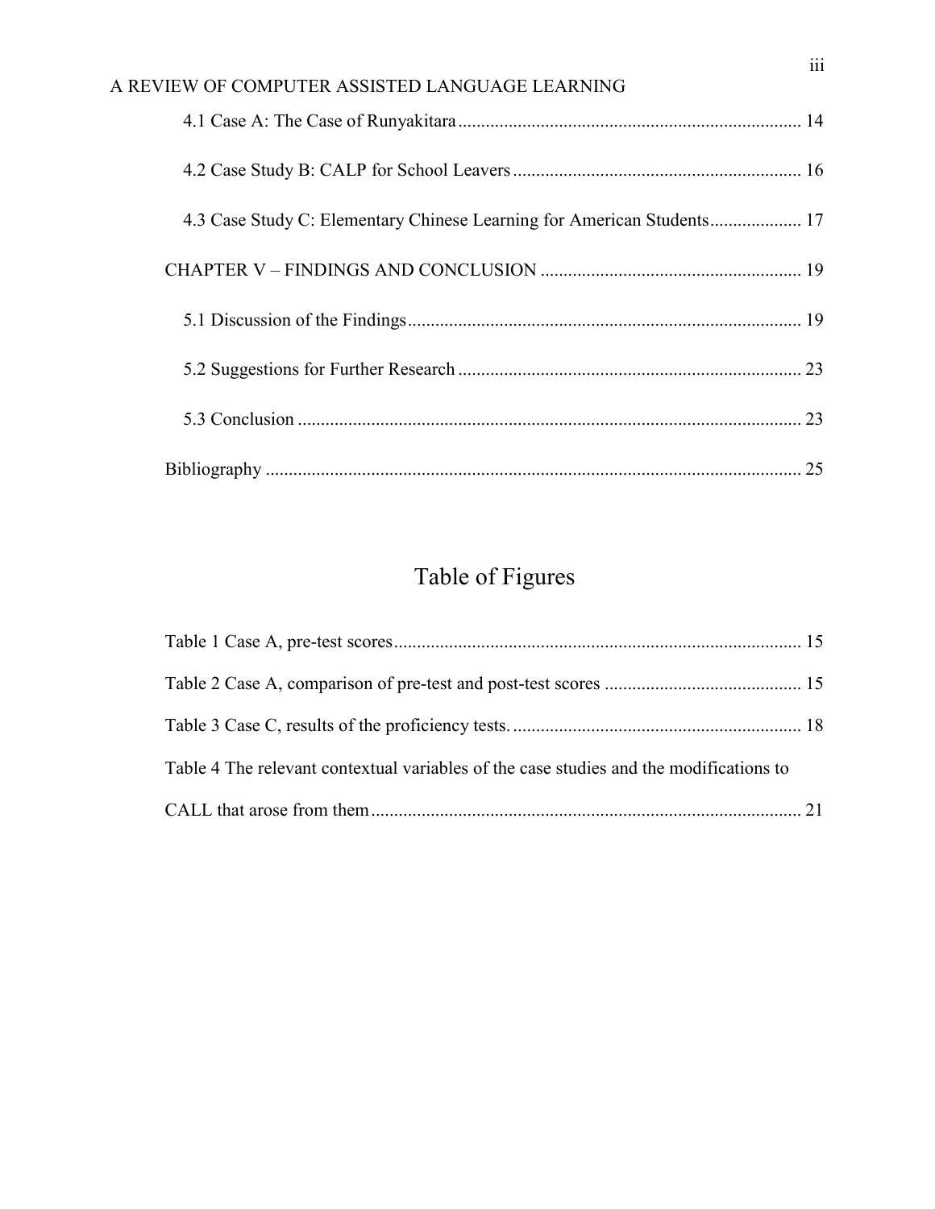4.1 Case A: The Case of Runyakitara .......... 14

4.2 Case Study B: CALP for School Leavers .......... 16

4.3 Case Study C: Elementary Chinese Learning for American Students .......... 17

CHAPTER V – FINDINGS AND CONCLUSION .......... 19

5.1 Discussion of the Findings .......... 19

5.2 Suggestions for Further Research .......... 23

5.3 Conclusion .......... 23

Bibliography .......... 25

# Table of Figures

Table 1 Case A, pre-test scores .......... 15

Table 2 Case A, comparison of pre-test and post-test scores .......... 15

Table 3 Case C, results of the proficiency tests. .......... 18

Table 4 The relevant contextual variables of the case studies and the modifications to CALL that arose from them .......... 21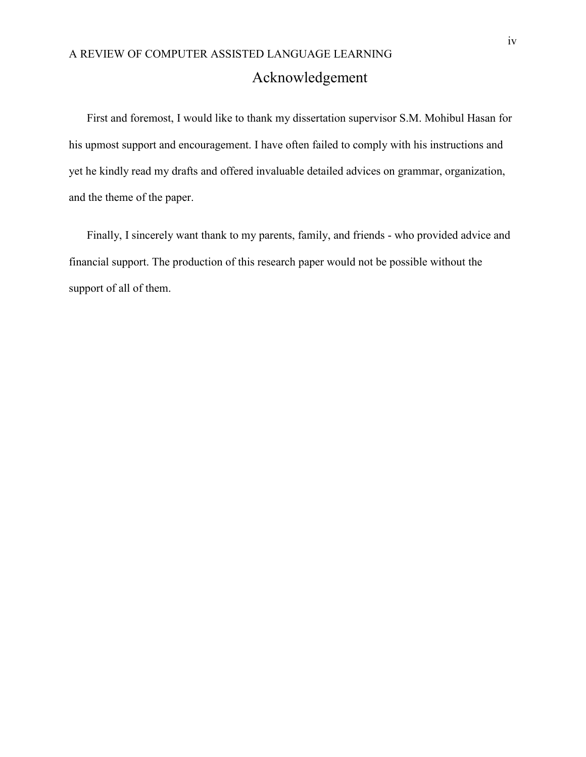# Acknowledgement

First and foremost, I would like to thank my dissertation supervisor S.M. Mohibul Hasan for his upmost support and encouragement. I have often failed to comply with his instructions and yet he kindly read my drafts and offered invaluable detailed advices on grammar, organization, and the theme of the paper.

Finally, I sincerely want thank to my parents, family, and friends - who provided advice and financial support. The production of this research paper would not be possible without the support of all of them.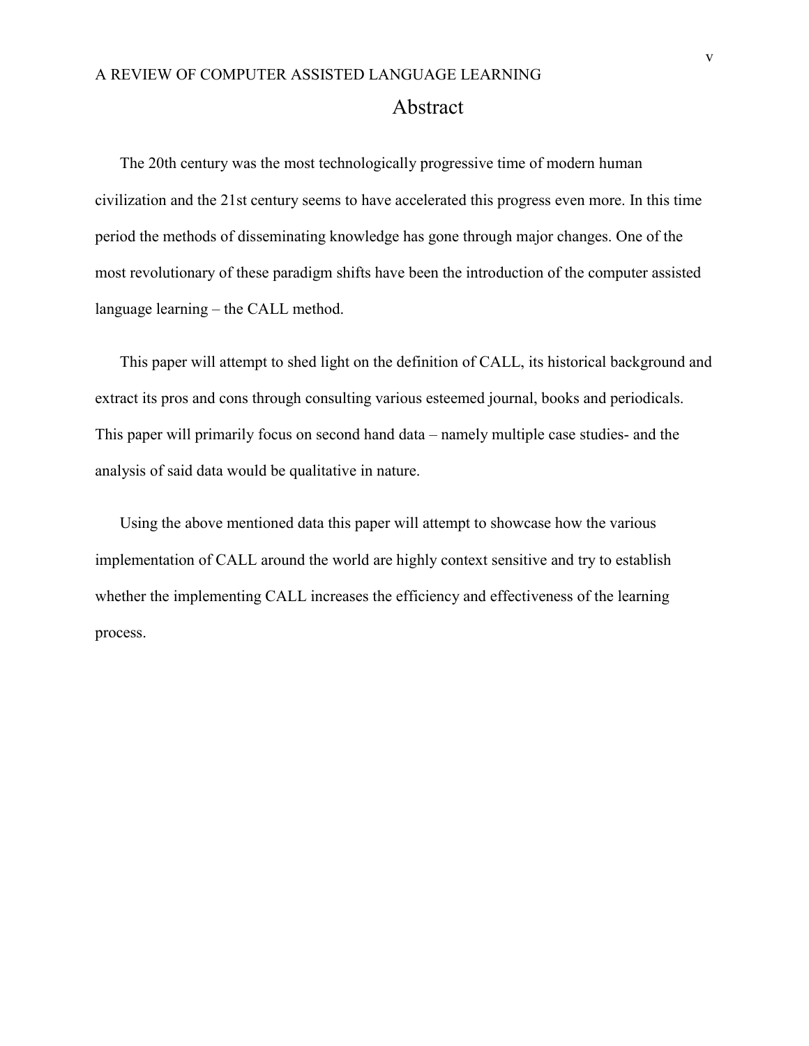# Abstract

The 20th century was the most technologically progressive time of modern human civilization and the 21st century seems to have accelerated this progress even more. In this time period the methods of disseminating knowledge has gone through major changes. One of the most revolutionary of these paradigm shifts have been the introduction of the computer assisted language learning – the CALL method.

This paper will attempt to shed light on the definition of CALL, its historical background and extract its pros and cons through consulting various esteemed journal, books and periodicals. This paper will primarily focus on second hand data – namely multiple case studies- and the analysis of said data would be qualitative in nature.

Using the above mentioned data this paper will attempt to showcase how the various implementation of CALL around the world are highly context sensitive and try to establish whether the implementing CALL increases the efficiency and effectiveness of the learning process.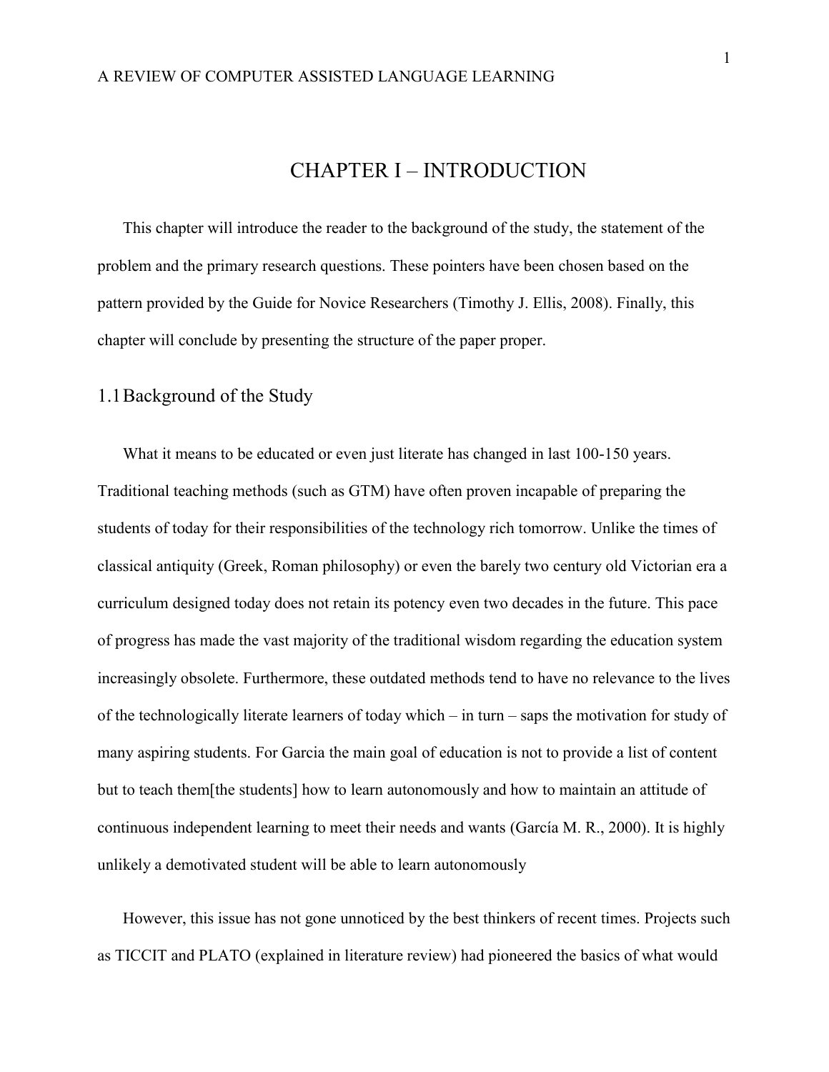# CHAPTER I – INTRODUCTION

This chapter will introduce the reader to the background of the study, the statement of the problem and the primary research questions. These pointers have been chosen based on the pattern provided by the Guide for Novice Researchers (Timothy J. Ellis, 2008). Finally, this chapter will conclude by presenting the structure of the paper proper.

## 1.1 Background of the Study

What it means to be educated or even just literate has changed in last 100-150 years. Traditional teaching methods (such as GTM) have often proven incapable of preparing the students of today for their responsibilities of the technology rich tomorrow. Unlike the times of classical antiquity (Greek, Roman philosophy) or even the barely two century old Victorian era a curriculum designed today does not retain its potency even two decades in the future. This pace of progress has made the vast majority of the traditional wisdom regarding the education system increasingly obsolete. Furthermore, these outdated methods tend to have no relevance to the lives of the technologically literate learners of today which – in turn – saps the motivation for study of many aspiring students. For Garcia the main goal of education is not to provide a list of content but to teach them[the students] how to learn autonomously and how to maintain an attitude of continuous independent learning to meet their needs and wants (García M. R., 2000). It is highly unlikely a demotivated student will be able to learn autonomously

However, this issue has not gone unnoticed by the best thinkers of recent times. Projects such as TICCIT and PLATO (explained in literature review) had pioneered the basics of what would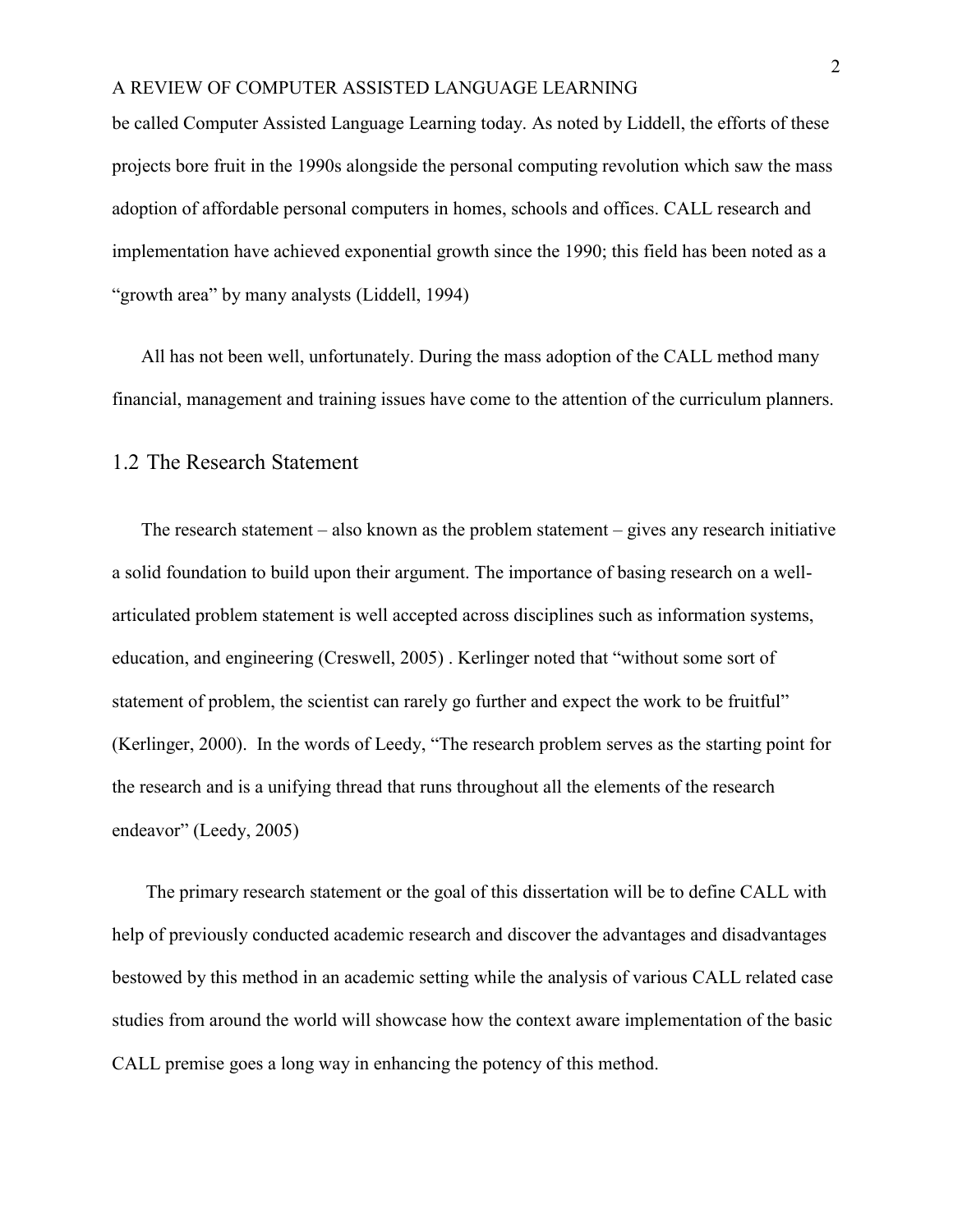be called Computer Assisted Language Learning today. As noted by Liddell, the efforts of these projects bore fruit in the 1990s alongside the personal computing revolution which saw the mass adoption of affordable personal computers in homes, schools and offices. CALL research and implementation have achieved exponential growth since the 1990; this field has been noted as a "growth area" by many analysts (Liddell, 1994)

All has not been well, unfortunately. During the mass adoption of the CALL method many financial, management and training issues have come to the attention of the curriculum planners.

## 1.2 The Research Statement

The research statement – also known as the problem statement – gives any research initiative a solid foundation to build upon their argument. The importance of basing research on a well-articulated problem statement is well accepted across disciplines such as information systems, education, and engineering (Creswell, 2005) . Kerlinger noted that "without some sort of statement of problem, the scientist can rarely go further and expect the work to be fruitful" (Kerlinger, 2000). In the words of Leedy, "The research problem serves as the starting point for the research and is a unifying thread that runs throughout all the elements of the research endeavor" (Leedy, 2005)

The primary research statement or the goal of this dissertation will be to define CALL with help of previously conducted academic research and discover the advantages and disadvantages bestowed by this method in an academic setting while the analysis of various CALL related case studies from around the world will showcase how the context aware implementation of the basic CALL premise goes a long way in enhancing the potency of this method.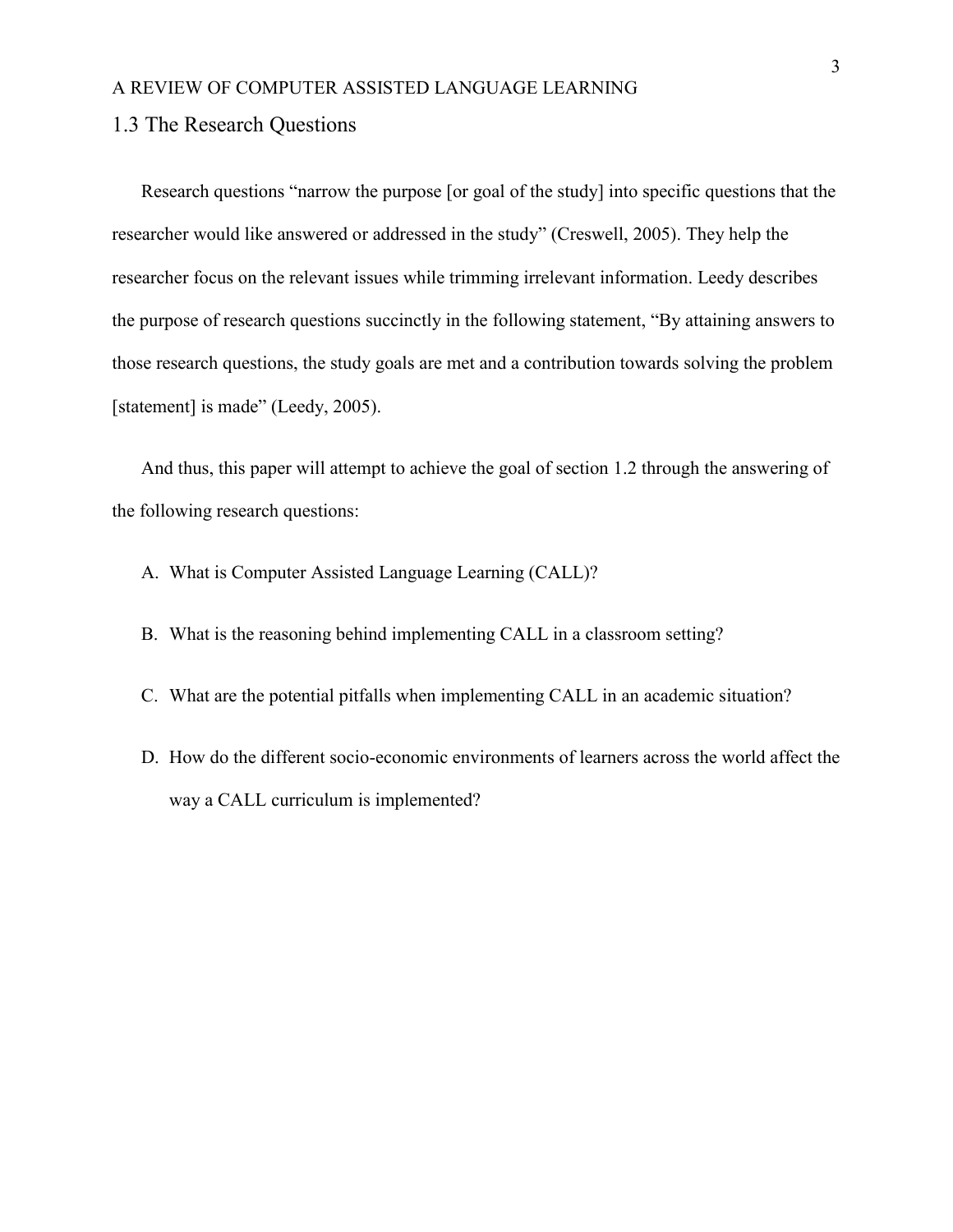## 1.3 The Research Questions

Research questions "narrow the purpose [or goal of the study] into specific questions that the researcher would like answered or addressed in the study" (Creswell, 2005). They help the researcher focus on the relevant issues while trimming irrelevant information. Leedy describes the purpose of research questions succinctly in the following statement, "By attaining answers to those research questions, the study goals are met and a contribution towards solving the problem [statement] is made" (Leedy, 2005).

And thus, this paper will attempt to achieve the goal of section 1.2 through the answering of the following research questions:

A. What is Computer Assisted Language Learning (CALL)?

B. What is the reasoning behind implementing CALL in a classroom setting?

C. What are the potential pitfalls when implementing CALL in an academic situation?

D. How do the different socio-economic environments of learners across the world affect the way a CALL curriculum is implemented?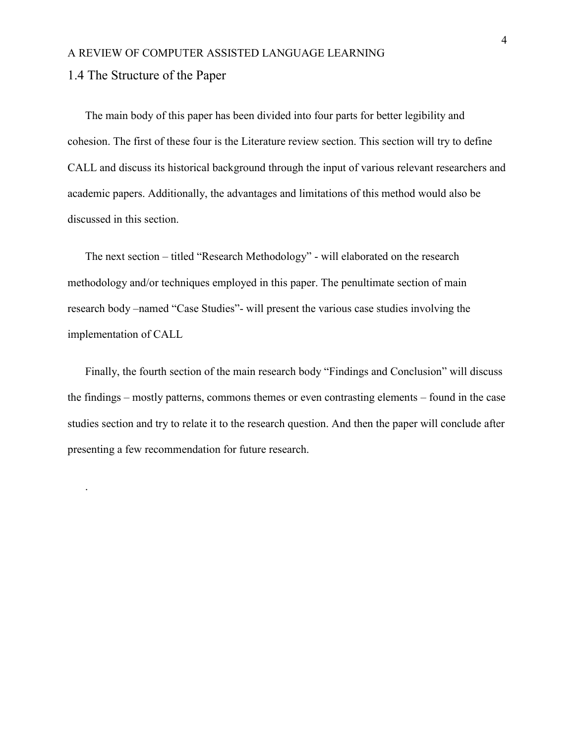## 1.4 The Structure of the Paper

The main body of this paper has been divided into four parts for better legibility and cohesion. The first of these four is the Literature review section. This section will try to define CALL and discuss its historical background through the input of various relevant researchers and academic papers. Additionally, the advantages and limitations of this method would also be discussed in this section.

The next section – titled "Research Methodology" - will elaborated on the research methodology and/or techniques employed in this paper. The penultimate section of main research body –named "Case Studies"- will present the various case studies involving the implementation of CALL

Finally, the fourth section of the main research body "Findings and Conclusion" will discuss the findings – mostly patterns, commons themes or even contrasting elements – found in the case studies section and try to relate it to the research question. And then the paper will conclude after presenting a few recommendation for future research.

.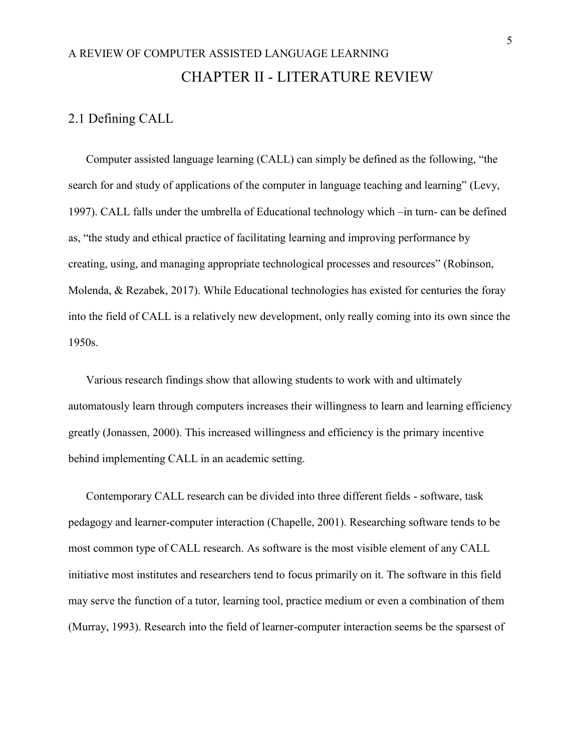# CHAPTER II - LITERATURE REVIEW

## 2.1 Defining CALL

Computer assisted language learning (CALL) can simply be defined as the following, "the search for and study of applications of the computer in language teaching and learning" (Levy, 1997). CALL falls under the umbrella of Educational technology which –in turn- can be defined as, "the study and ethical practice of facilitating learning and improving performance by creating, using, and managing appropriate technological processes and resources" (Robinson, Molenda, & Rezabek, 2017). While Educational technologies has existed for centuries the foray into the field of CALL is a relatively new development, only really coming into its own since the 1950s.

Various research findings show that allowing students to work with and ultimately automatously learn through computers increases their willingness to learn and learning efficiency greatly (Jonassen, 2000). This increased willingness and efficiency is the primary incentive behind implementing CALL in an academic setting.

Contemporary CALL research can be divided into three different fields - software, task pedagogy and learner-computer interaction (Chapelle, 2001). Researching software tends to be most common type of CALL research. As software is the most visible element of any CALL initiative most institutes and researchers tend to focus primarily on it. The software in this field may serve the function of a tutor, learning tool, practice medium or even a combination of them (Murray, 1993). Research into the field of learner-computer interaction seems be the sparsest of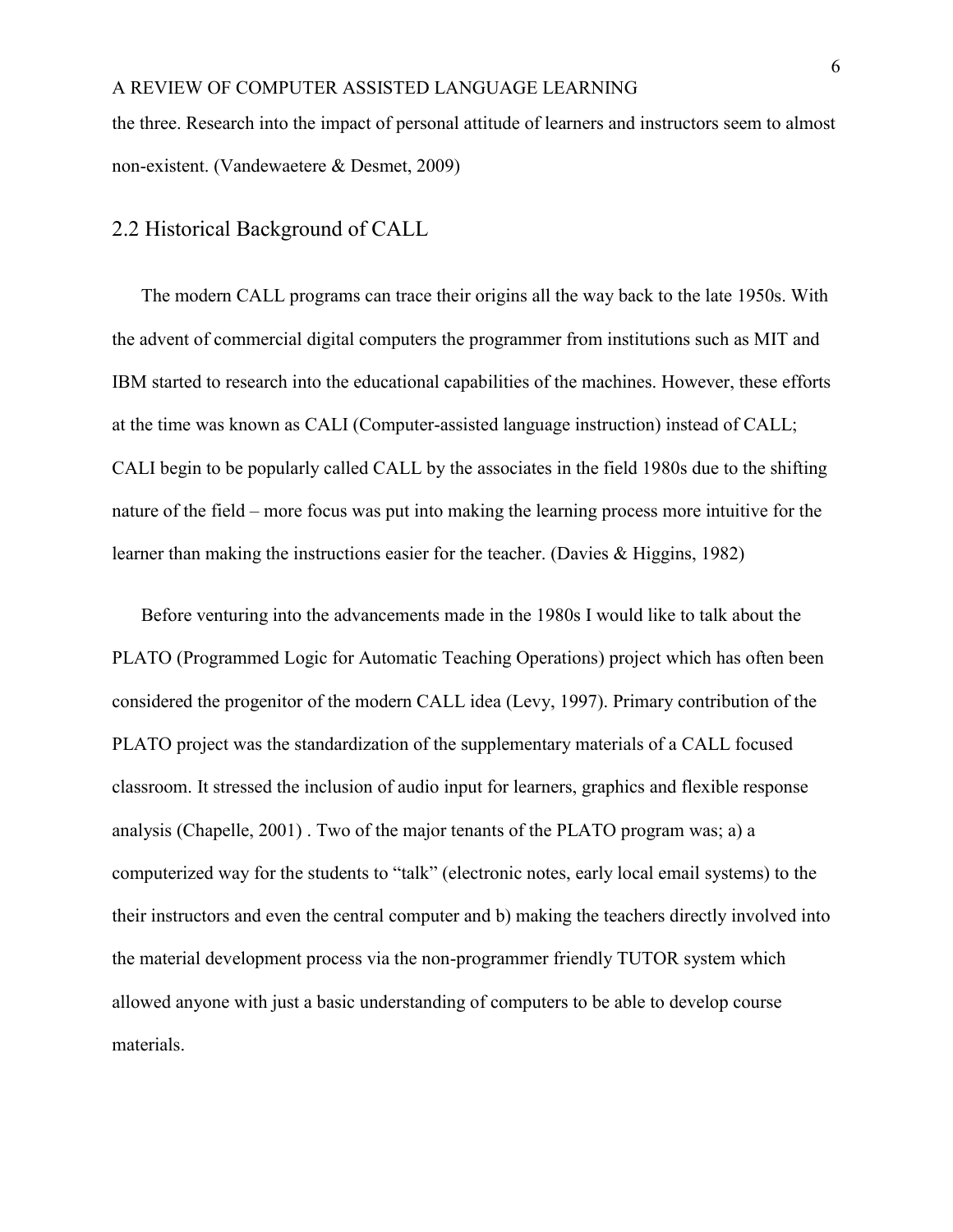the three. Research into the impact of personal attitude of learners and instructors seem to almost non-existent. (Vandewaetere & Desmet, 2009)

## 2.2 Historical Background of CALL

The modern CALL programs can trace their origins all the way back to the late 1950s. With the advent of commercial digital computers the programmer from institutions such as MIT and IBM started to research into the educational capabilities of the machines. However, these efforts at the time was known as CALI (Computer-assisted language instruction) instead of CALL; CALI begin to be popularly called CALL by the associates in the field 1980s due to the shifting nature of the field – more focus was put into making the learning process more intuitive for the learner than making the instructions easier for the teacher. (Davies & Higgins, 1982)

Before venturing into the advancements made in the 1980s I would like to talk about the PLATO (Programmed Logic for Automatic Teaching Operations) project which has often been considered the progenitor of the modern CALL idea (Levy, 1997). Primary contribution of the PLATO project was the standardization of the supplementary materials of a CALL focused classroom. It stressed the inclusion of audio input for learners, graphics and flexible response analysis (Chapelle, 2001) . Two of the major tenants of the PLATO program was; a) a computerized way for the students to "talk" (electronic notes, early local email systems) to the their instructors and even the central computer and b) making the teachers directly involved into the material development process via the non-programmer friendly TUTOR system which allowed anyone with just a basic understanding of computers to be able to develop course materials.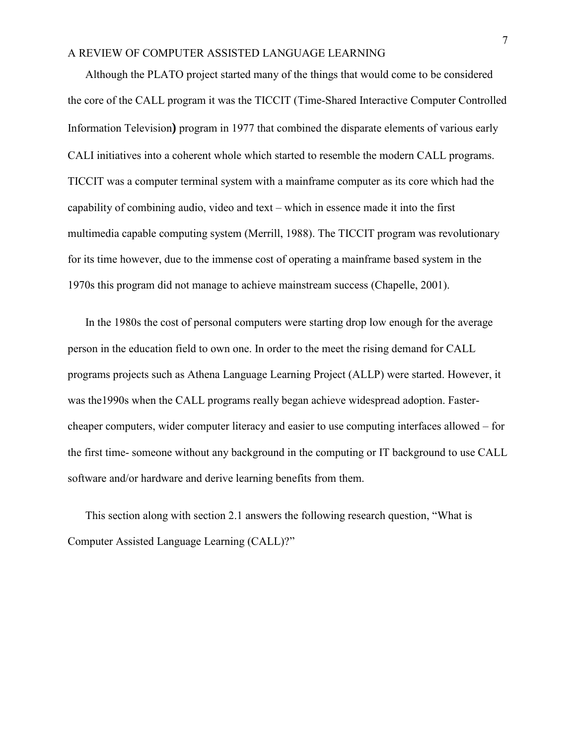Although the PLATO project started many of the things that would come to be considered the core of the CALL program it was the TICCIT (Time-Shared Interactive Computer Controlled Information Television**)** program in 1977 that combined the disparate elements of various early CALI initiatives into a coherent whole which started to resemble the modern CALL programs. TICCIT was a computer terminal system with a mainframe computer as its core which had the capability of combining audio, video and text – which in essence made it into the first multimedia capable computing system (Merrill, 1988). The TICCIT program was revolutionary for its time however, due to the immense cost of operating a mainframe based system in the 1970s this program did not manage to achieve mainstream success (Chapelle, 2001).

In the 1980s the cost of personal computers were starting drop low enough for the average person in the education field to own one. In order to the meet the rising demand for CALL programs projects such as Athena Language Learning Project (ALLP) were started. However, it was the1990s when the CALL programs really began achieve widespread adoption. Faster-cheaper computers, wider computer literacy and easier to use computing interfaces allowed – for the first time- someone without any background in the computing or IT background to use CALL software and/or hardware and derive learning benefits from them.

This section along with section 2.1 answers the following research question, "What is Computer Assisted Language Learning (CALL)?"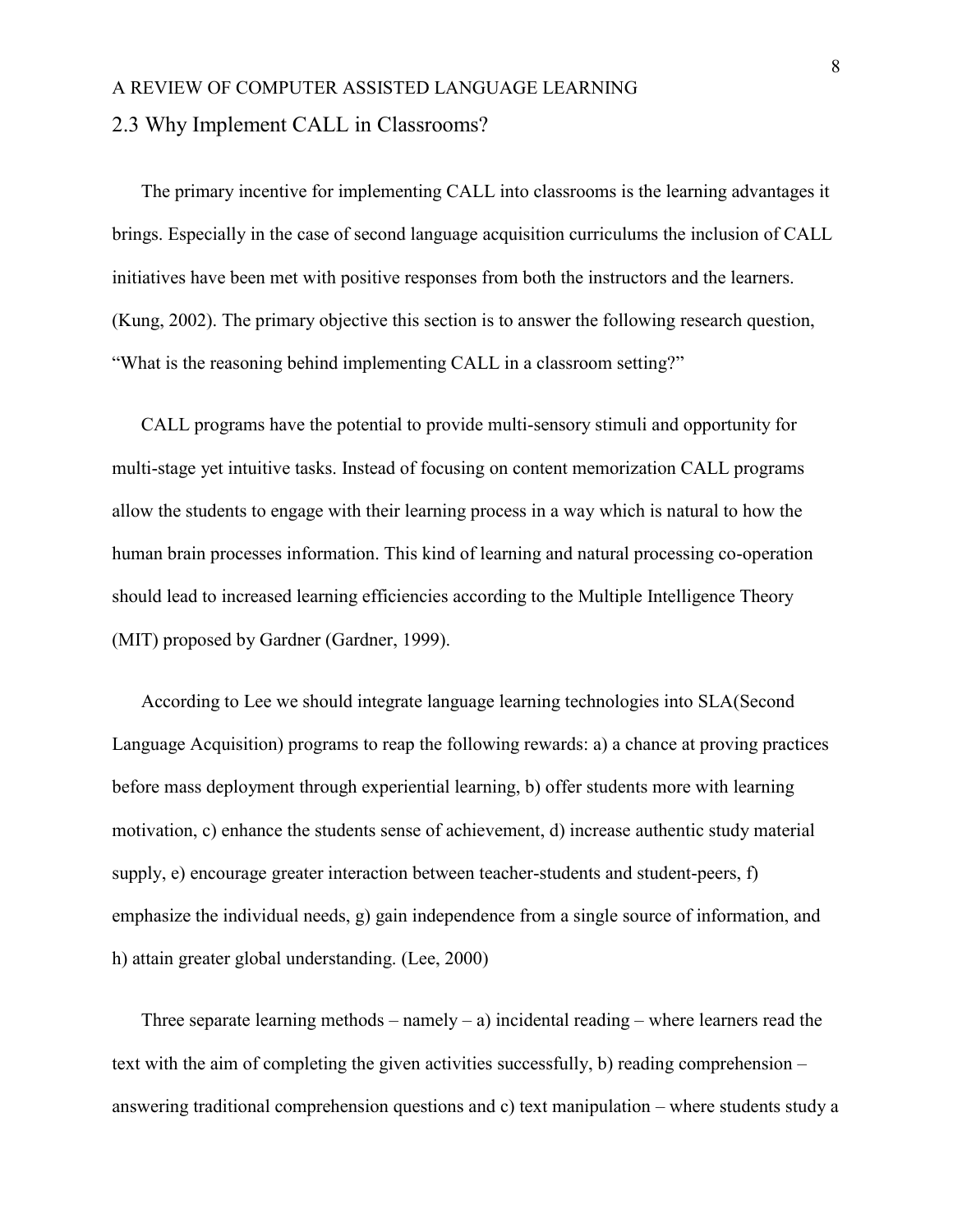## 2.3 Why Implement CALL in Classrooms?

The primary incentive for implementing CALL into classrooms is the learning advantages it brings. Especially in the case of second language acquisition curriculums the inclusion of CALL initiatives have been met with positive responses from both the instructors and the learners. (Kung, 2002). The primary objective this section is to answer the following research question, "What is the reasoning behind implementing CALL in a classroom setting?"

CALL programs have the potential to provide multi-sensory stimuli and opportunity for multi-stage yet intuitive tasks. Instead of focusing on content memorization CALL programs allow the students to engage with their learning process in a way which is natural to how the human brain processes information. This kind of learning and natural processing co-operation should lead to increased learning efficiencies according to the Multiple Intelligence Theory (MIT) proposed by Gardner (Gardner, 1999).

According to Lee we should integrate language learning technologies into SLA(Second Language Acquisition) programs to reap the following rewards: a) a chance at proving practices before mass deployment through experiential learning, b) offer students more with learning motivation, c) enhance the students sense of achievement, d) increase authentic study material supply, e) encourage greater interaction between teacher-students and student-peers, f) emphasize the individual needs, g) gain independence from a single source of information, and h) attain greater global understanding. (Lee, 2000)

Three separate learning methods – namely – a) incidental reading – where learners read the text with the aim of completing the given activities successfully, b) reading comprehension – answering traditional comprehension questions and c) text manipulation – where students study a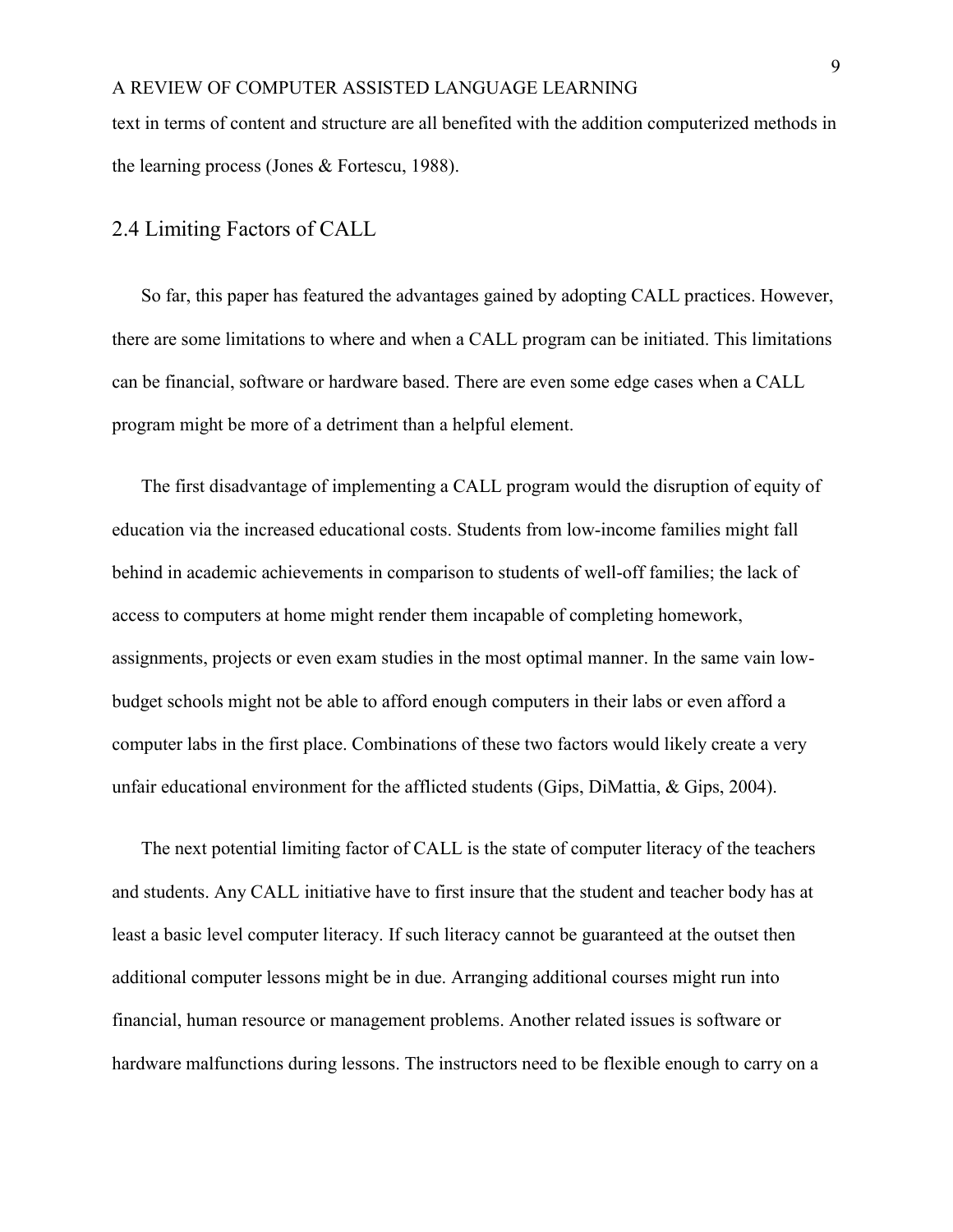text in terms of content and structure are all benefited with the addition computerized methods in the learning process (Jones & Fortescu, 1988).

## 2.4 Limiting Factors of CALL

So far, this paper has featured the advantages gained by adopting CALL practices. However, there are some limitations to where and when a CALL program can be initiated. This limitations can be financial, software or hardware based. There are even some edge cases when a CALL program might be more of a detriment than a helpful element.

The first disadvantage of implementing a CALL program would the disruption of equity of education via the increased educational costs. Students from low-income families might fall behind in academic achievements in comparison to students of well-off families; the lack of access to computers at home might render them incapable of completing homework, assignments, projects or even exam studies in the most optimal manner. In the same vain low-budget schools might not be able to afford enough computers in their labs or even afford a computer labs in the first place. Combinations of these two factors would likely create a very unfair educational environment for the afflicted students (Gips, DiMattia, & Gips, 2004).

The next potential limiting factor of CALL is the state of computer literacy of the teachers and students. Any CALL initiative have to first insure that the student and teacher body has at least a basic level computer literacy. If such literacy cannot be guaranteed at the outset then additional computer lessons might be in due. Arranging additional courses might run into financial, human resource or management problems. Another related issues is software or hardware malfunctions during lessons. The instructors need to be flexible enough to carry on a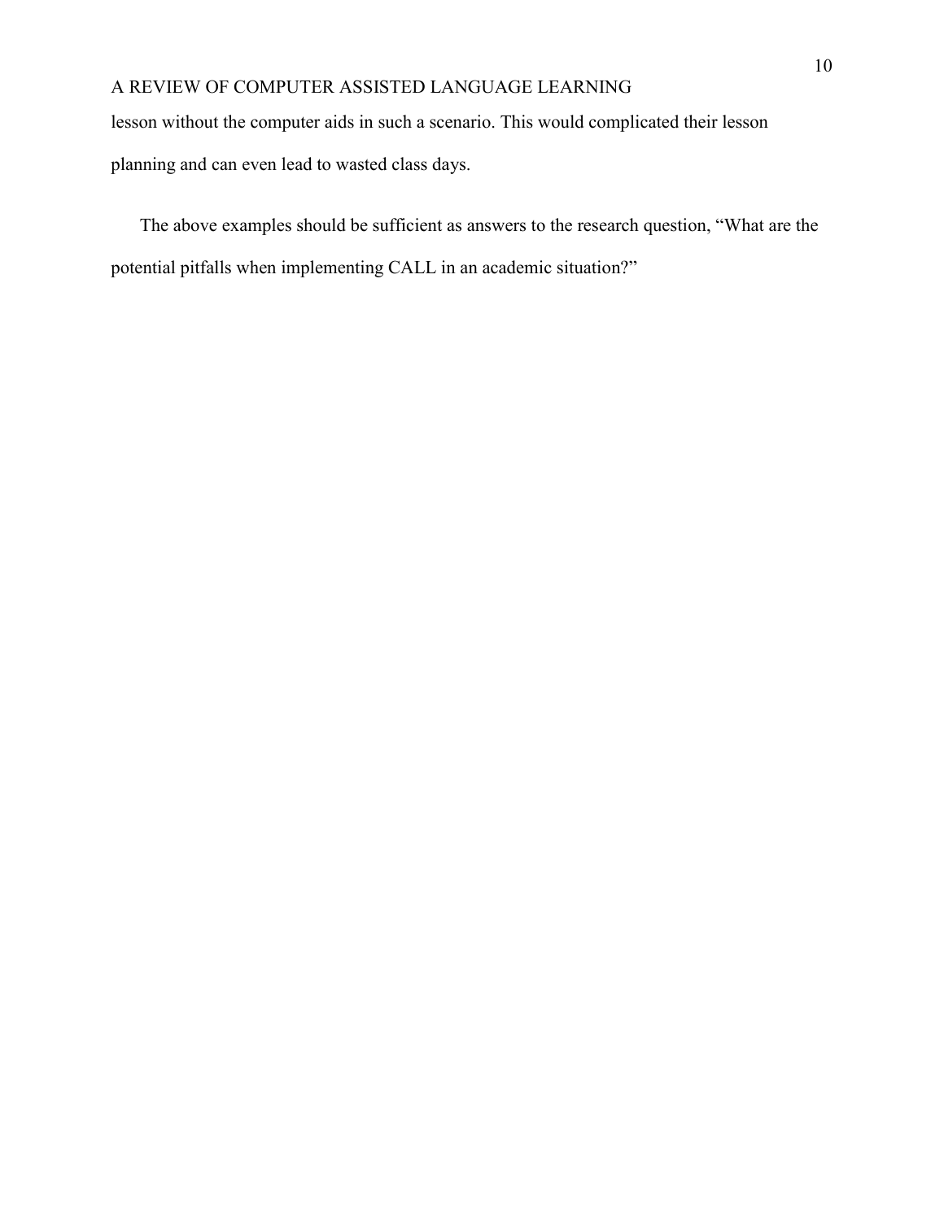lesson without the computer aids in such a scenario. This would complicated their lesson planning and can even lead to wasted class days.

The above examples should be sufficient as answers to the research question, “What are the potential pitfalls when implementing CALL in an academic situation?”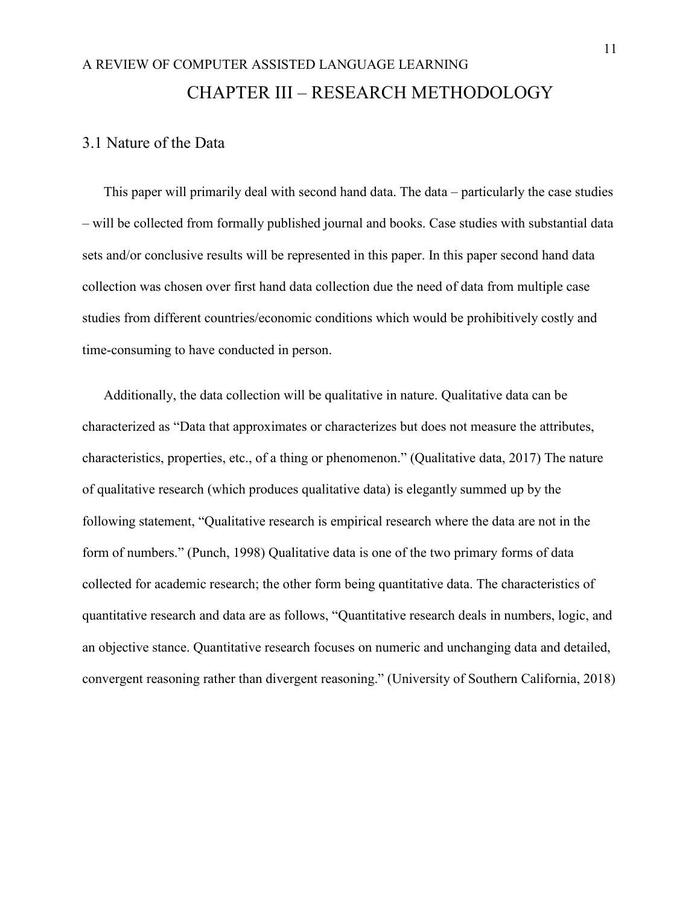# CHAPTER III – RESEARCH METHODOLOGY

## 3.1 Nature of the Data

This paper will primarily deal with second hand data. The data – particularly the case studies – will be collected from formally published journal and books. Case studies with substantial data sets and/or conclusive results will be represented in this paper. In this paper second hand data collection was chosen over first hand data collection due the need of data from multiple case studies from different countries/economic conditions which would be prohibitively costly and time-consuming to have conducted in person.

Additionally, the data collection will be qualitative in nature. Qualitative data can be characterized as "Data that approximates or characterizes but does not measure the attributes, characteristics, properties, etc., of a thing or phenomenon." (Qualitative data, 2017) The nature of qualitative research (which produces qualitative data) is elegantly summed up by the following statement, "Qualitative research is empirical research where the data are not in the form of numbers." (Punch, 1998) Qualitative data is one of the two primary forms of data collected for academic research; the other form being quantitative data. The characteristics of quantitative research and data are as follows, "Quantitative research deals in numbers, logic, and an objective stance. Quantitative research focuses on numeric and unchanging data and detailed, convergent reasoning rather than divergent reasoning." (University of Southern California, 2018)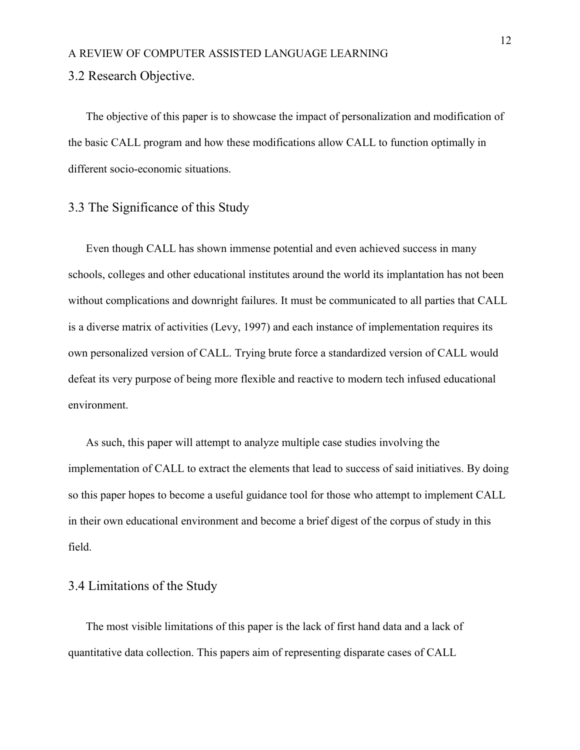### 3.2 Research Objective.

The objective of this paper is to showcase the impact of personalization and modification of the basic CALL program and how these modifications allow CALL to function optimally in different socio-economic situations.

### 3.3 The Significance of this Study

Even though CALL has shown immense potential and even achieved success in many schools, colleges and other educational institutes around the world its implantation has not been without complications and downright failures. It must be communicated to all parties that CALL is a diverse matrix of activities (Levy, 1997) and each instance of implementation requires its own personalized version of CALL. Trying brute force a standardized version of CALL would defeat its very purpose of being more flexible and reactive to modern tech infused educational environment.

As such, this paper will attempt to analyze multiple case studies involving the implementation of CALL to extract the elements that lead to success of said initiatives. By doing so this paper hopes to become a useful guidance tool for those who attempt to implement CALL in their own educational environment and become a brief digest of the corpus of study in this field.

### 3.4 Limitations of the Study

The most visible limitations of this paper is the lack of first hand data and a lack of quantitative data collection. This papers aim of representing disparate cases of CALL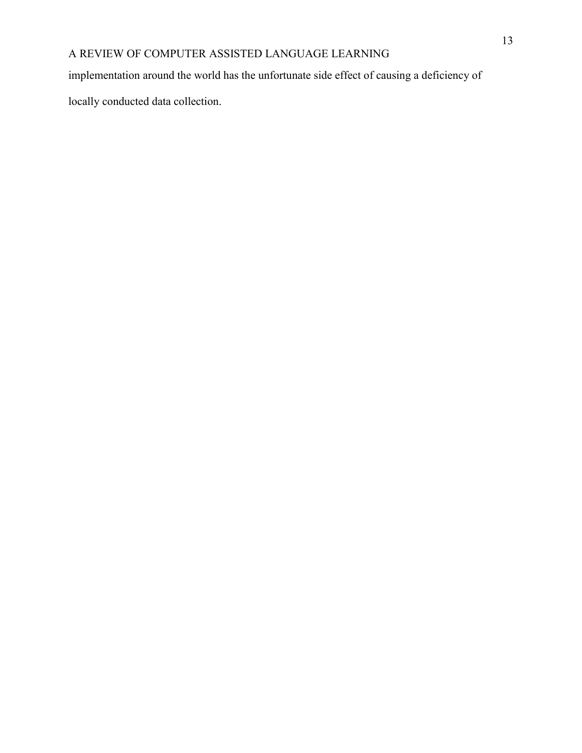implementation around the world has the unfortunate side effect of causing a deficiency of locally conducted data collection.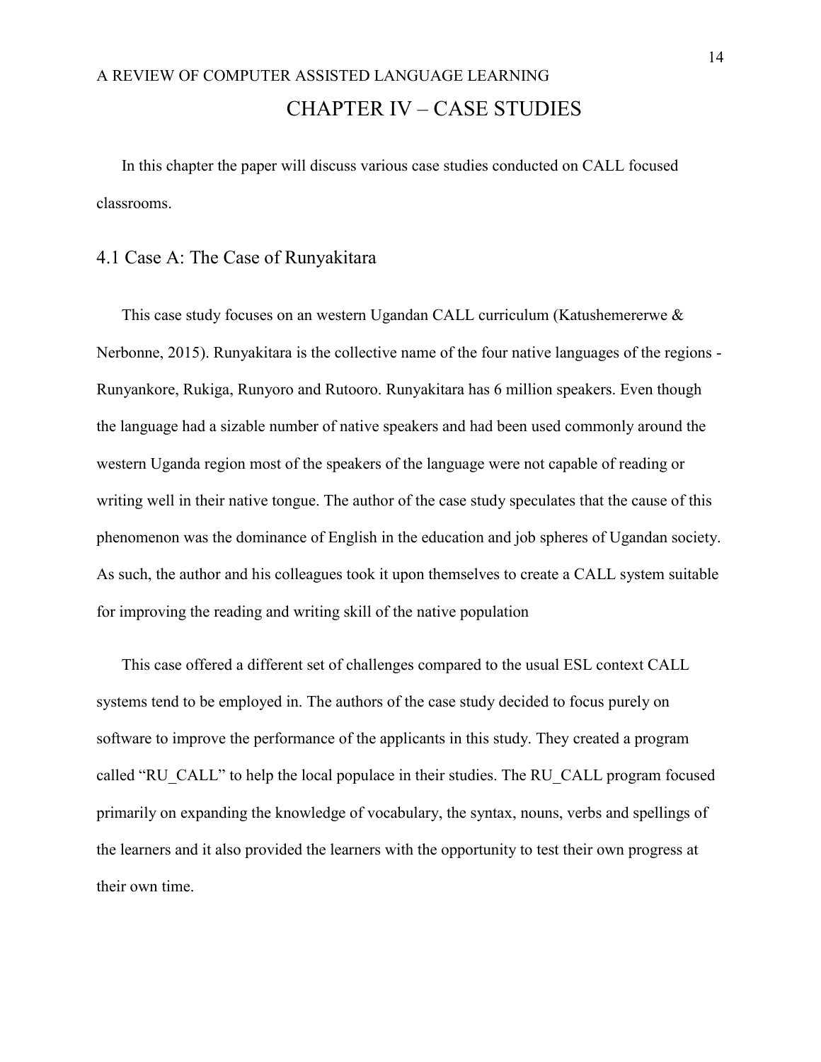# CHAPTER IV – CASE STUDIES

In this chapter the paper will discuss various case studies conducted on CALL focused classrooms.

## 4.1 Case A: The Case of Runyakitara

This case study focuses on an western Ugandan CALL curriculum (Katushemererwe & Nerbonne, 2015). Runyakitara is the collective name of the four native languages of the regions - Runyankore, Rukiga, Runyoro and Rutooro. Runyakitara has 6 million speakers. Even though the language had a sizable number of native speakers and had been used commonly around the western Uganda region most of the speakers of the language were not capable of reading or writing well in their native tongue. The author of the case study speculates that the cause of this phenomenon was the dominance of English in the education and job spheres of Ugandan society. As such, the author and his colleagues took it upon themselves to create a CALL system suitable for improving the reading and writing skill of the native population

This case offered a different set of challenges compared to the usual ESL context CALL systems tend to be employed in. The authors of the case study decided to focus purely on software to improve the performance of the applicants in this study. They created a program called "RU_CALL" to help the local populace in their studies. The RU_CALL program focused primarily on expanding the knowledge of vocabulary, the syntax, nouns, verbs and spellings of the learners and it also provided the learners with the opportunity to test their own progress at their own time.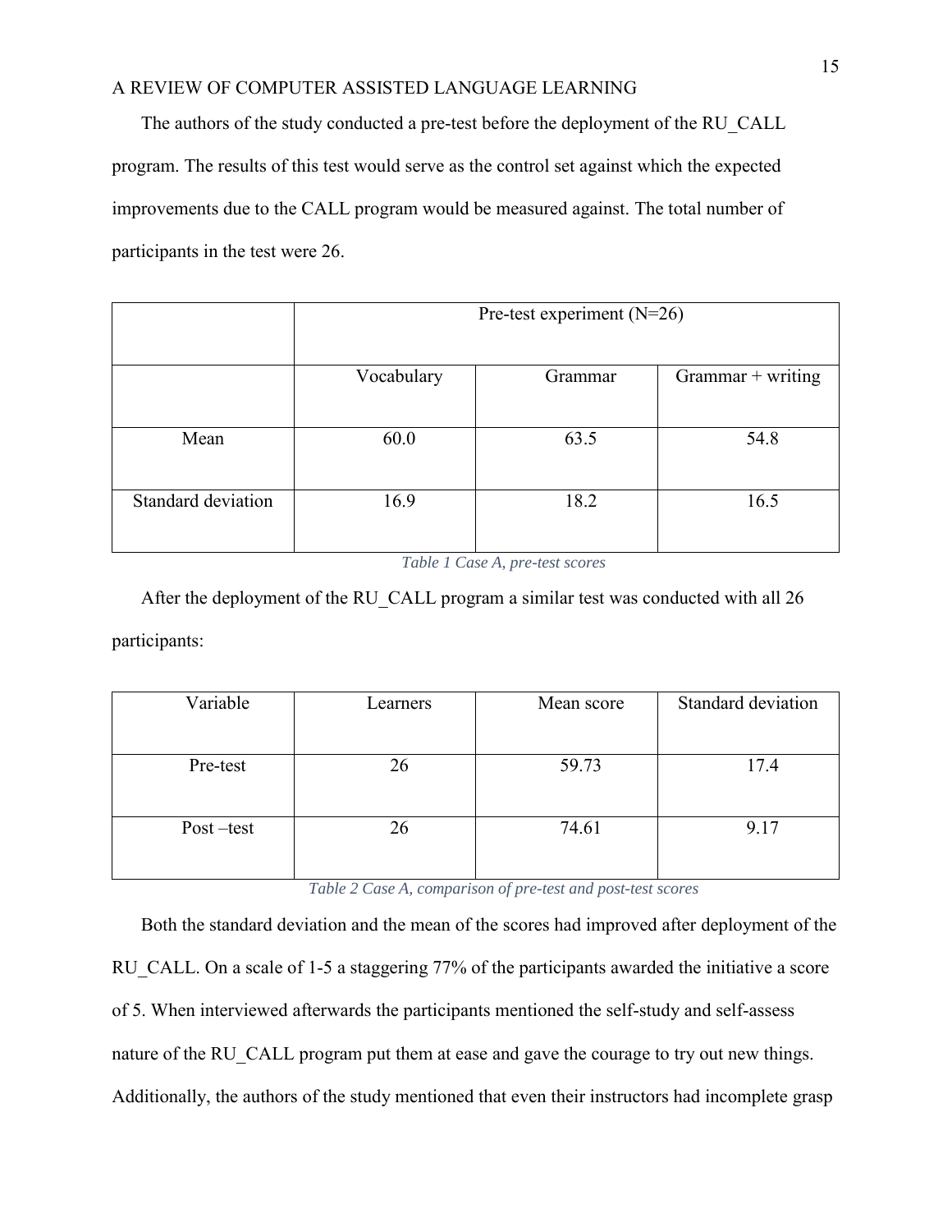The authors of the study conducted a pre-test before the deployment of the RU_CALL program. The results of this test would serve as the control set against which the expected improvements due to the CALL program would be measured against. The total number of participants in the test were 26.

| | Pre-test experiment (N=26) | | |
|---|---|---|---|
| | Vocabulary | Grammar | Grammar + writing |
| Mean | 60.0 | 63.5 | 54.8 |
| Standard deviation | 16.9 | 18.2 | 16.5 |

*Table 1 Case A, pre-test scores*

After the deployment of the RU_CALL program a similar test was conducted with all 26 participants:

| Variable | Learners | Mean score | Standard deviation |
|---|---|---|---|
| Pre-test | 26 | 59.73 | 17.4 |
| Post –test | 26 | 74.61 | 9.17 |

*Table 2 Case A, comparison of pre-test and post-test scores*

Both the standard deviation and the mean of the scores had improved after deployment of the RU_CALL. On a scale of 1-5 a staggering 77% of the participants awarded the initiative a score of 5. When interviewed afterwards the participants mentioned the self-study and self-assess nature of the RU_CALL program put them at ease and gave the courage to try out new things. Additionally, the authors of the study mentioned that even their instructors had incomplete grasp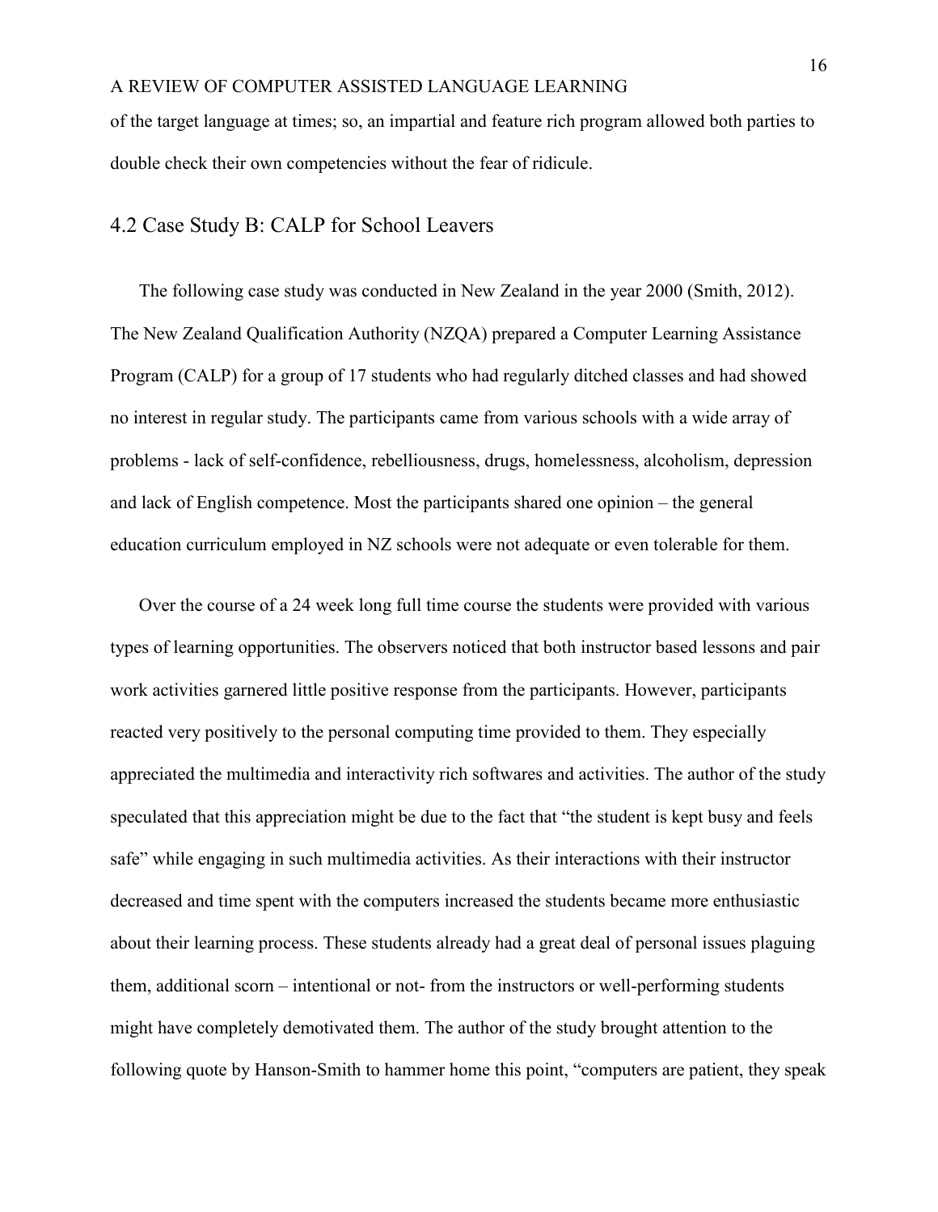of the target language at times; so, an impartial and feature rich program allowed both parties to double check their own competencies without the fear of ridicule.

## 4.2 Case Study B: CALP for School Leavers

The following case study was conducted in New Zealand in the year 2000 (Smith, 2012). The New Zealand Qualification Authority (NZQA) prepared a Computer Learning Assistance Program (CALP) for a group of 17 students who had regularly ditched classes and had showed no interest in regular study. The participants came from various schools with a wide array of problems - lack of self-confidence, rebelliousness, drugs, homelessness, alcoholism, depression and lack of English competence. Most the participants shared one opinion – the general education curriculum employed in NZ schools were not adequate or even tolerable for them.

Over the course of a 24 week long full time course the students were provided with various types of learning opportunities. The observers noticed that both instructor based lessons and pair work activities garnered little positive response from the participants. However, participants reacted very positively to the personal computing time provided to them. They especially appreciated the multimedia and interactivity rich softwares and activities. The author of the study speculated that this appreciation might be due to the fact that "the student is kept busy and feels safe" while engaging in such multimedia activities. As their interactions with their instructor decreased and time spent with the computers increased the students became more enthusiastic about their learning process. These students already had a great deal of personal issues plaguing them, additional scorn – intentional or not- from the instructors or well-performing students might have completely demotivated them. The author of the study brought attention to the following quote by Hanson-Smith to hammer home this point, "computers are patient, they speak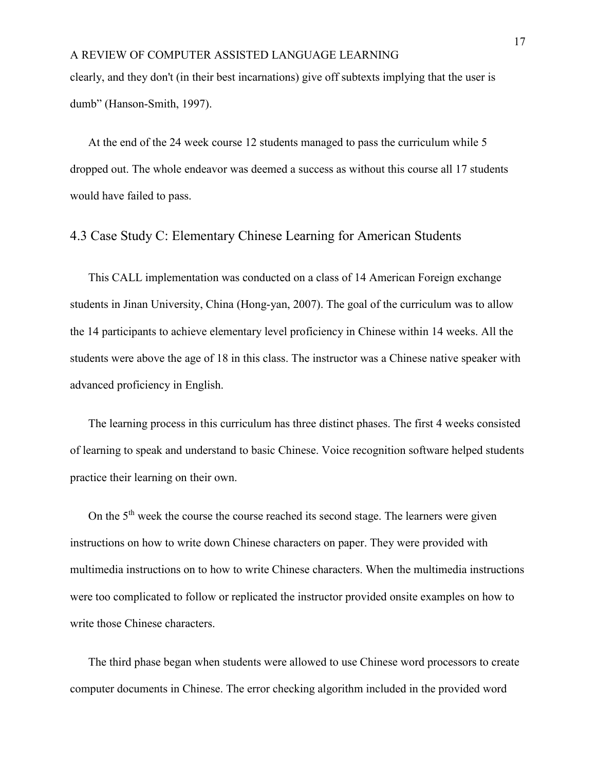clearly, and they don't (in their best incarnations) give off subtexts implying that the user is dumb" (Hanson-Smith, 1997).

At the end of the 24 week course 12 students managed to pass the curriculum while 5 dropped out. The whole endeavor was deemed a success as without this course all 17 students would have failed to pass.

## 4.3 Case Study C: Elementary Chinese Learning for American Students

This CALL implementation was conducted on a class of 14 American Foreign exchange students in Jinan University, China (Hong-yan, 2007). The goal of the curriculum was to allow the 14 participants to achieve elementary level proficiency in Chinese within 14 weeks. All the students were above the age of 18 in this class. The instructor was a Chinese native speaker with advanced proficiency in English.

The learning process in this curriculum has three distinct phases. The first 4 weeks consisted of learning to speak and understand to basic Chinese. Voice recognition software helped students practice their learning on their own.

On the 5th week the course the course reached its second stage. The learners were given instructions on how to write down Chinese characters on paper. They were provided with multimedia instructions on to how to write Chinese characters. When the multimedia instructions were too complicated to follow or replicated the instructor provided onsite examples on how to write those Chinese characters.

The third phase began when students were allowed to use Chinese word processors to create computer documents in Chinese. The error checking algorithm included in the provided word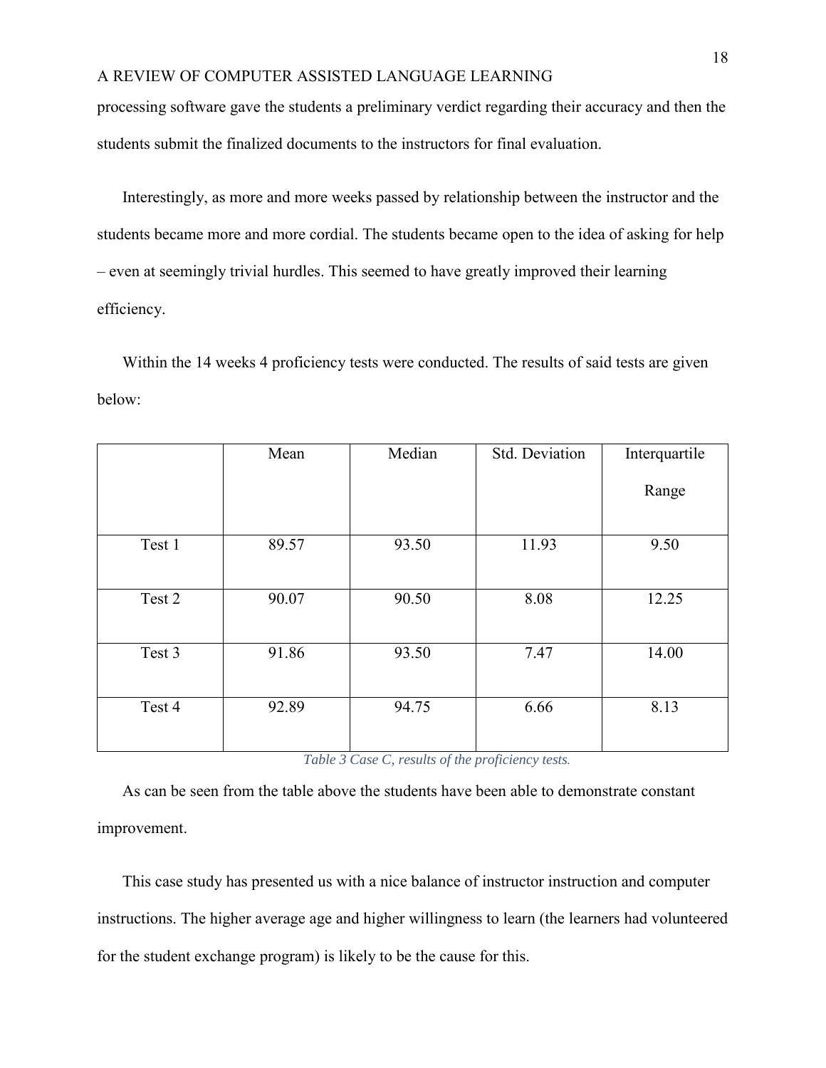processing software gave the students a preliminary verdict regarding their accuracy and then the students submit the finalized documents to the instructors for final evaluation.

Interestingly, as more and more weeks passed by relationship between the instructor and the students became more and more cordial. The students became open to the idea of asking for help – even at seemingly trivial hurdles. This seemed to have greatly improved their learning efficiency.

Within the 14 weeks 4 proficiency tests were conducted. The results of said tests are given below:

| | Mean | Median | Std. Deviation | Interquartile Range |
|---|---|---|---|---|
| Test 1 | 89.57 | 93.50 | 11.93 | 9.50 |
| Test 2 | 90.07 | 90.50 | 8.08 | 12.25 |
| Test 3 | 91.86 | 93.50 | 7.47 | 14.00 |
| Test 4 | 92.89 | 94.75 | 6.66 | 8.13 |

*Table 3 Case C, results of the proficiency tests.*

As can be seen from the table above the students have been able to demonstrate constant improvement.

This case study has presented us with a nice balance of instructor instruction and computer instructions. The higher average age and higher willingness to learn (the learners had volunteered for the student exchange program) is likely to be the cause for this.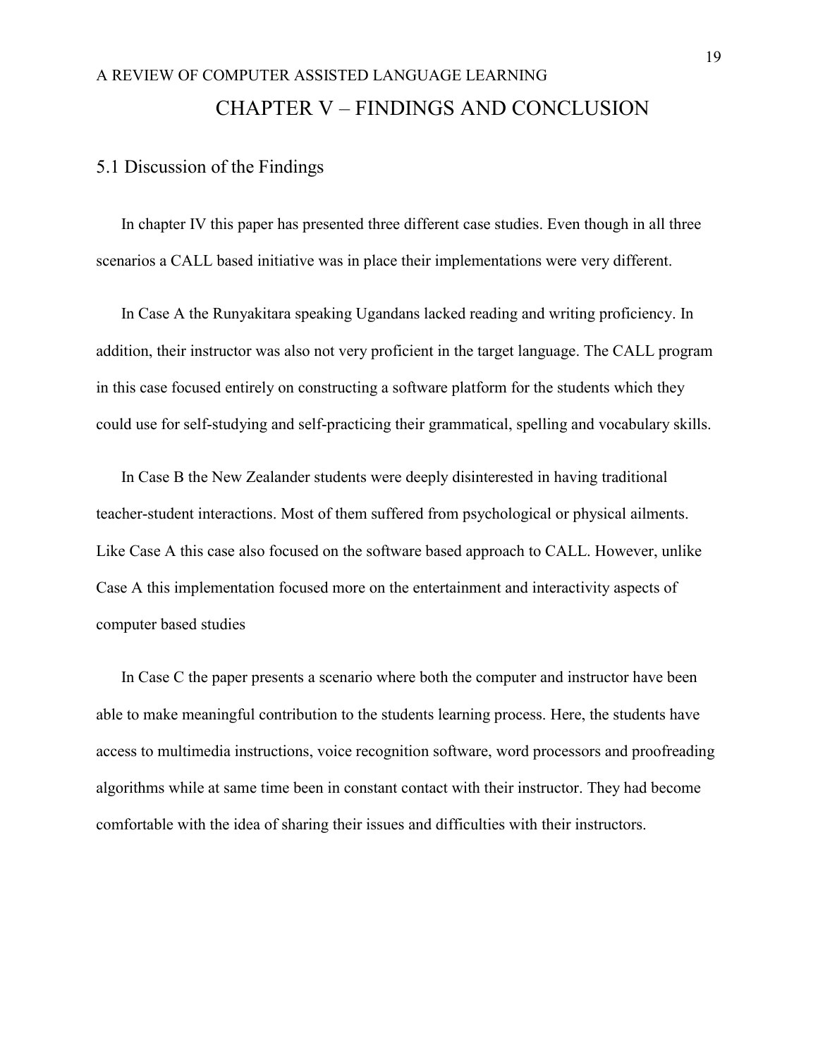# CHAPTER V – FINDINGS AND CONCLUSION

## 5.1 Discussion of the Findings

In chapter IV this paper has presented three different case studies. Even though in all three scenarios a CALL based initiative was in place their implementations were very different.

In Case A the Runyakitara speaking Ugandans lacked reading and writing proficiency. In addition, their instructor was also not very proficient in the target language. The CALL program in this case focused entirely on constructing a software platform for the students which they could use for self-studying and self-practicing their grammatical, spelling and vocabulary skills.

In Case B the New Zealander students were deeply disinterested in having traditional teacher-student interactions. Most of them suffered from psychological or physical ailments. Like Case A this case also focused on the software based approach to CALL. However, unlike Case A this implementation focused more on the entertainment and interactivity aspects of computer based studies

In Case C the paper presents a scenario where both the computer and instructor have been able to make meaningful contribution to the students learning process. Here, the students have access to multimedia instructions, voice recognition software, word processors and proofreading algorithms while at same time been in constant contact with their instructor. They had become comfortable with the idea of sharing their issues and difficulties with their instructors.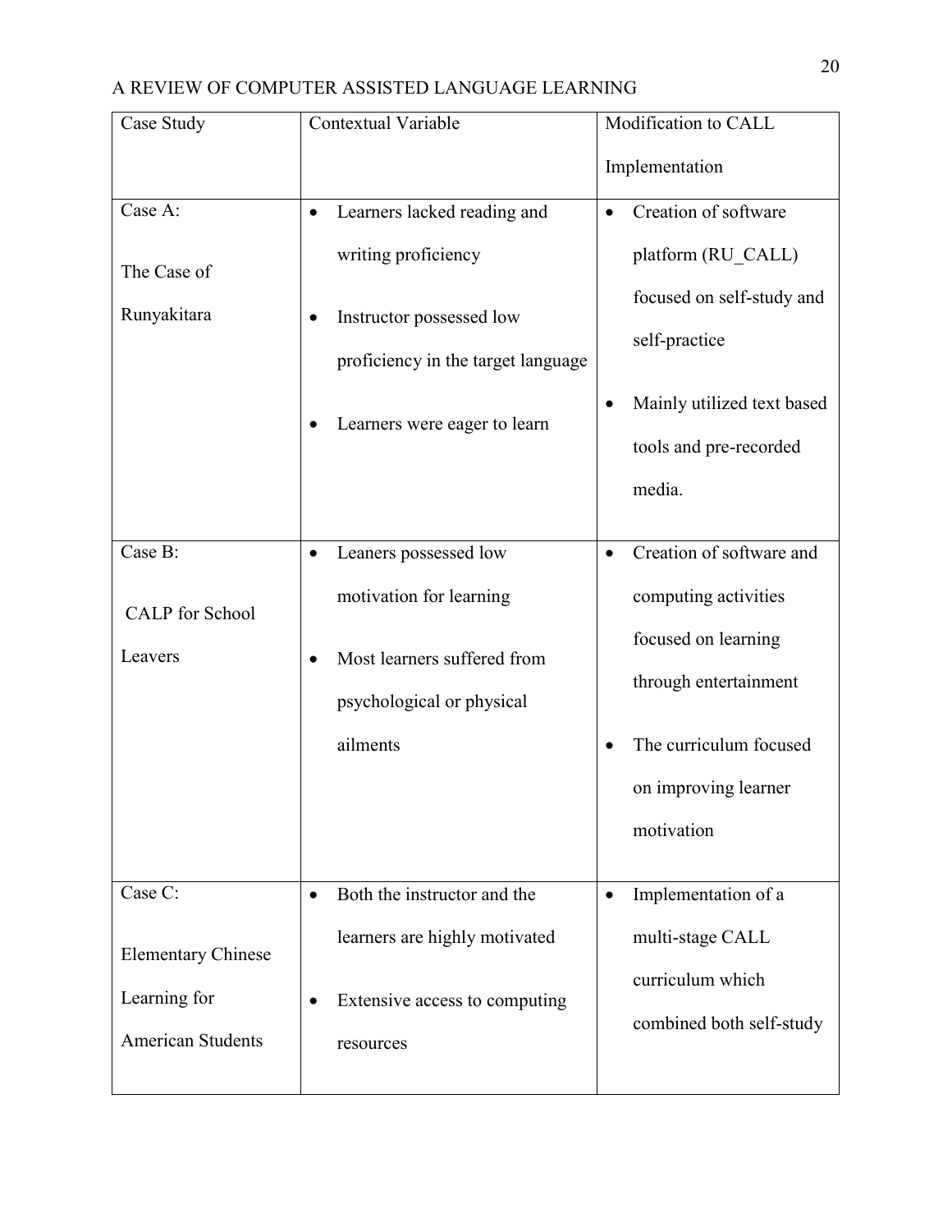| Case Study | Contextual Variable | Modification to CALL Implementation |
|---|---|---|
| Case A: The Case of Runyakitara | • Learners lacked reading and writing proficiency<br>• Instructor possessed low proficiency in the target language<br>• Learners were eager to learn | • Creation of software platform (RU_CALL) focused on self-study and self-practice<br>• Mainly utilized text based tools and pre-recorded media. |
| Case B: CALP for School Leavers | • Leaners possessed low motivation for learning<br>• Most learners suffered from psychological or physical ailments | • Creation of software and computing activities focused on learning through entertainment<br>• The curriculum focused on improving learner motivation |
| Case C: Elementary Chinese Learning for American Students | • Both the instructor and the learners are highly motivated<br>• Extensive access to computing resources | • Implementation of a multi-stage CALL curriculum which combined both self-study |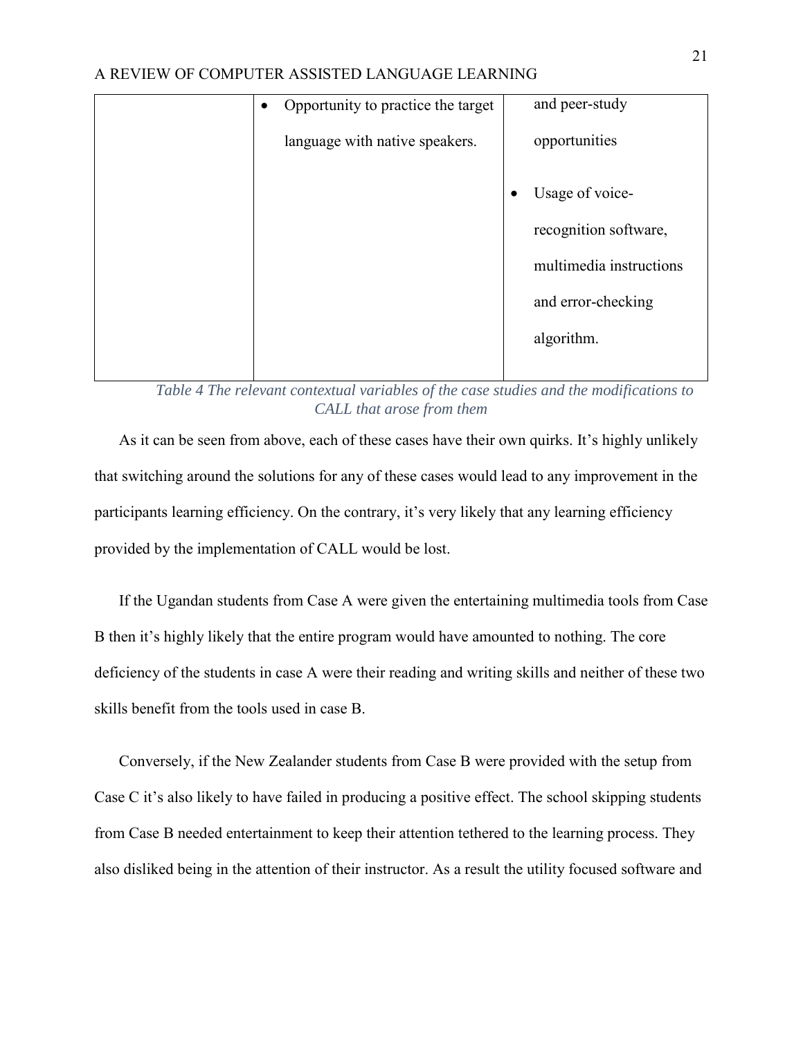| | | |
|---|---|---|
| | • Opportunity to practice the target language with native speakers. | and peer-study opportunities<br>• Usage of voice-recognition software, multimedia instructions and error-checking algorithm. |

*Table 4 The relevant contextual variables of the case studies and the modifications to CALL that arose from them*

As it can be seen from above, each of these cases have their own quirks. It's highly unlikely that switching around the solutions for any of these cases would lead to any improvement in the participants learning efficiency. On the contrary, it's very likely that any learning efficiency provided by the implementation of CALL would be lost.

If the Ugandan students from Case A were given the entertaining multimedia tools from Case B then it's highly likely that the entire program would have amounted to nothing. The core deficiency of the students in case A were their reading and writing skills and neither of these two skills benefit from the tools used in case B.

Conversely, if the New Zealander students from Case B were provided with the setup from Case C it's also likely to have failed in producing a positive effect. The school skipping students from Case B needed entertainment to keep their attention tethered to the learning process. They also disliked being in the attention of their instructor. As a result the utility focused software and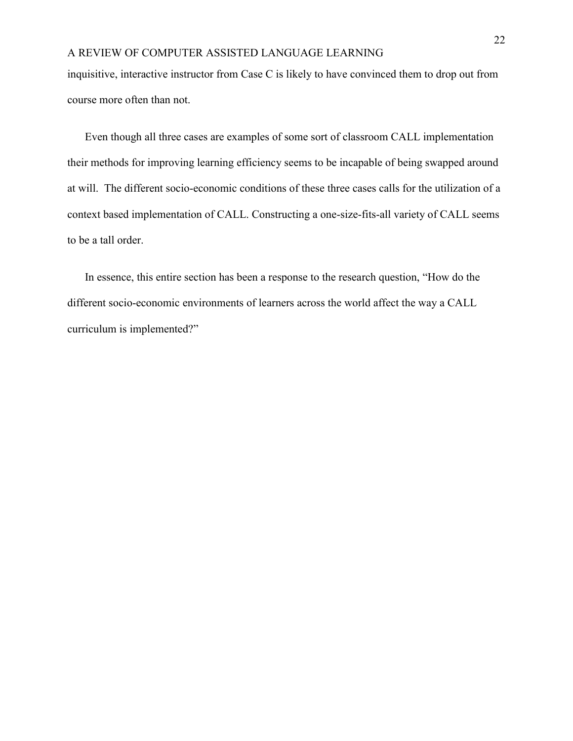inquisitive, interactive instructor from Case C is likely to have convinced them to drop out from course more often than not.

Even though all three cases are examples of some sort of classroom CALL implementation their methods for improving learning efficiency seems to be incapable of being swapped around at will.  The different socio-economic conditions of these three cases calls for the utilization of a context based implementation of CALL. Constructing a one-size-fits-all variety of CALL seems to be a tall order.

In essence, this entire section has been a response to the research question, “How do the different socio-economic environments of learners across the world affect the way a CALL curriculum is implemented?”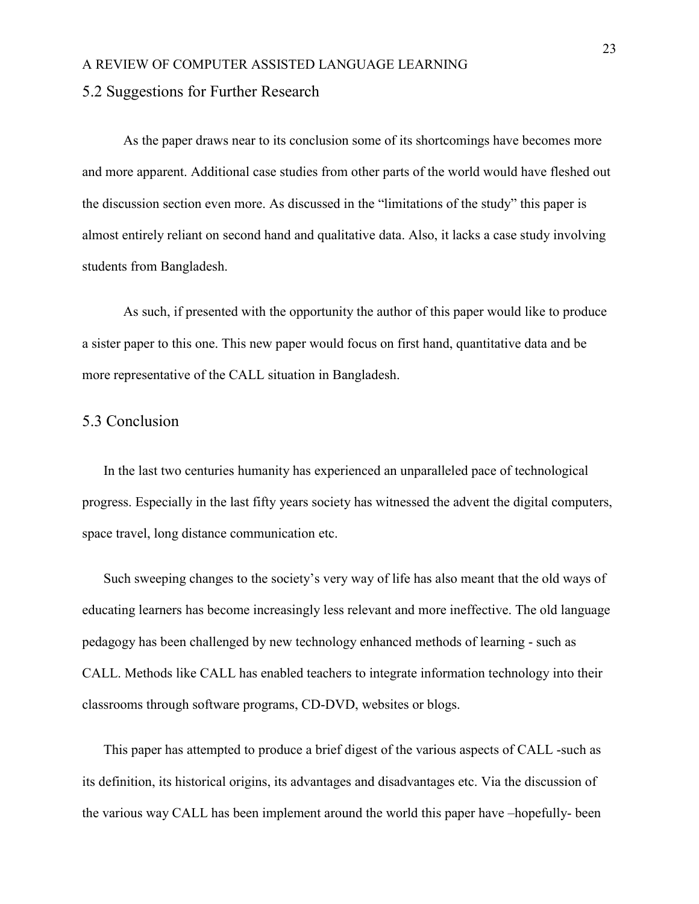## 5.2 Suggestions for Further Research

As the paper draws near to its conclusion some of its shortcomings have becomes more and more apparent. Additional case studies from other parts of the world would have fleshed out the discussion section even more. As discussed in the "limitations of the study" this paper is almost entirely reliant on second hand and qualitative data. Also, it lacks a case study involving students from Bangladesh.

As such, if presented with the opportunity the author of this paper would like to produce a sister paper to this one. This new paper would focus on first hand, quantitative data and be more representative of the CALL situation in Bangladesh.

## 5.3 Conclusion

In the last two centuries humanity has experienced an unparalleled pace of technological progress. Especially in the last fifty years society has witnessed the advent the digital computers, space travel, long distance communication etc.

Such sweeping changes to the society's very way of life has also meant that the old ways of educating learners has become increasingly less relevant and more ineffective. The old language pedagogy has been challenged by new technology enhanced methods of learning - such as CALL. Methods like CALL has enabled teachers to integrate information technology into their classrooms through software programs, CD-DVD, websites or blogs.

This paper has attempted to produce a brief digest of the various aspects of CALL -such as its definition, its historical origins, its advantages and disadvantages etc. Via the discussion of the various way CALL has been implement around the world this paper have –hopefully- been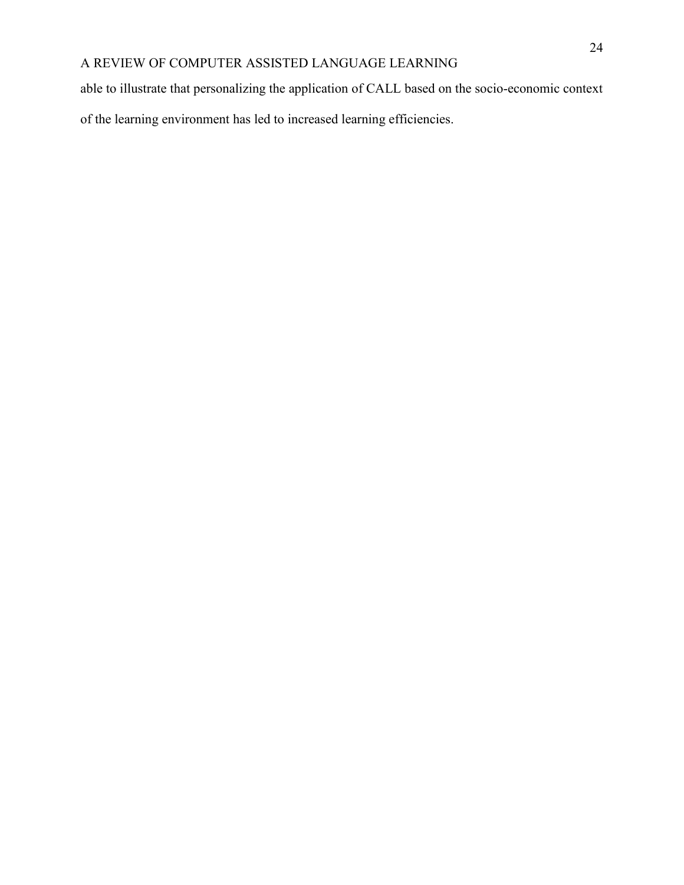able to illustrate that personalizing the application of CALL based on the socio-economic context of the learning environment has led to increased learning efficiencies.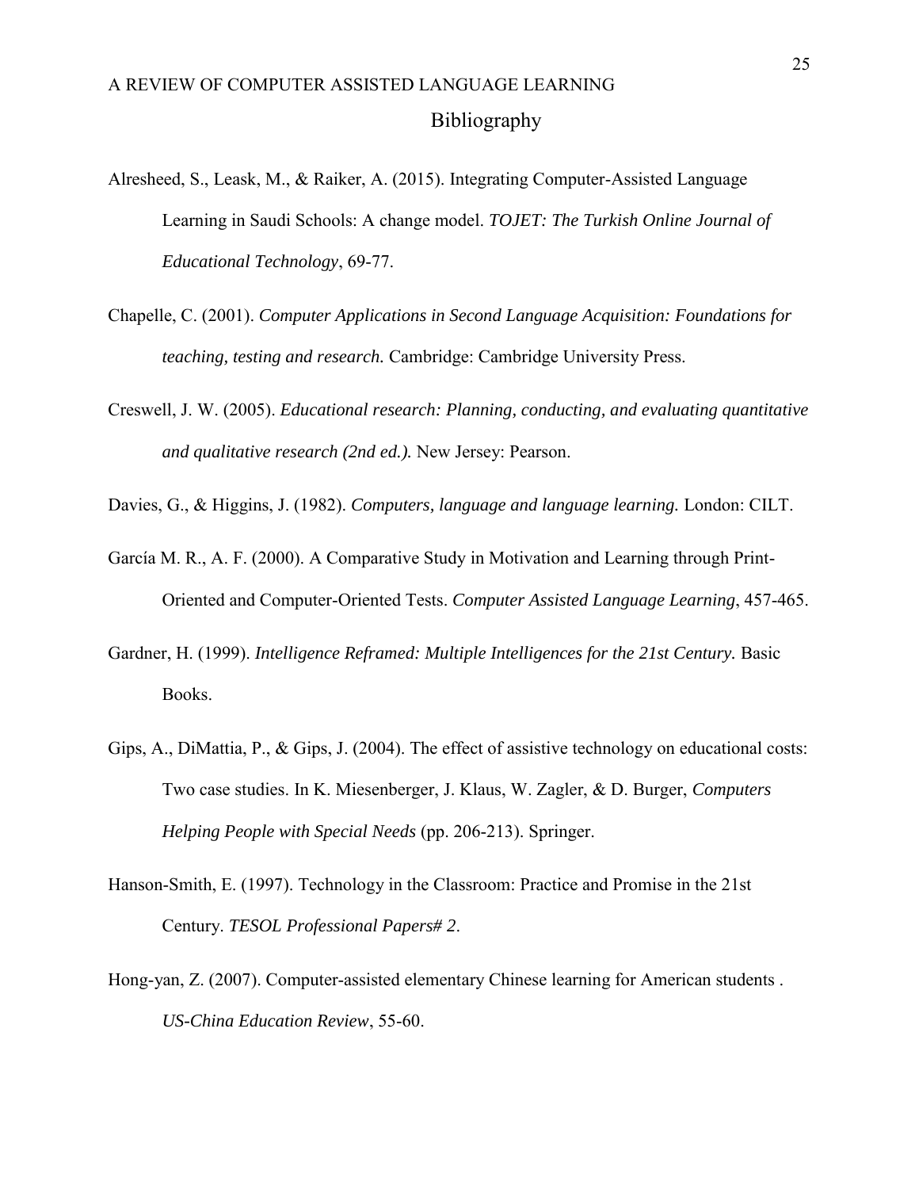# Bibliography

Alresheed, S., Leask, M., & Raiker, A. (2015). Integrating Computer-Assisted Language Learning in Saudi Schools: A change model. *TOJET: The Turkish Online Journal of Educational Technology*, 69-77.

Chapelle, C. (2001). *Computer Applications in Second Language Acquisition: Foundations for teaching, testing and research.* Cambridge: Cambridge University Press.

Creswell, J. W. (2005). *Educational research: Planning, conducting, and evaluating quantitative and qualitative research (2nd ed.).* New Jersey: Pearson.

Davies, G., & Higgins, J. (1982). *Computers, language and language learning.* London: CILT.

García M. R., A. F. (2000). A Comparative Study in Motivation and Learning through Print-Oriented and Computer-Oriented Tests. *Computer Assisted Language Learning*, 457-465.

Gardner, H. (1999). *Intelligence Reframed: Multiple Intelligences for the 21st Century.* Basic Books.

Gips, A., DiMattia, P., & Gips, J. (2004). The effect of assistive technology on educational costs: Two case studies. In K. Miesenberger, J. Klaus, W. Zagler, & D. Burger, *Computers Helping People with Special Needs* (pp. 206-213). Springer.

Hanson-Smith, E. (1997). Technology in the Classroom: Practice and Promise in the 21st Century. *TESOL Professional Papers# 2*.

Hong-yan, Z. (2007). Computer-assisted elementary Chinese learning for American students . *US-China Education Review*, 55-60.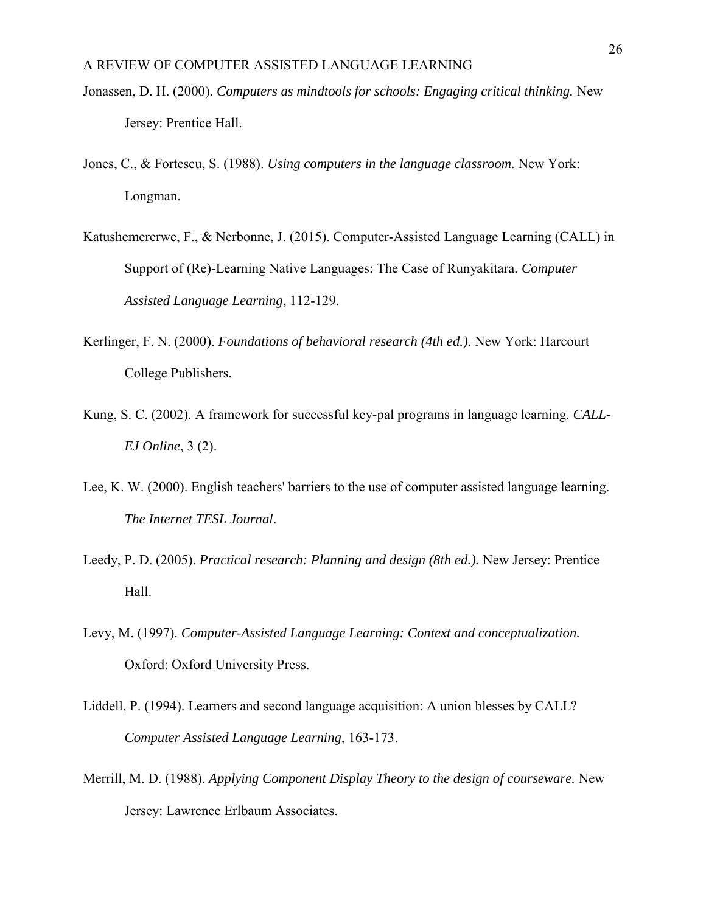Jonassen, D. H. (2000). *Computers as mindtools for schools: Engaging critical thinking.* New Jersey: Prentice Hall.

Jones, C., & Fortescu, S. (1988). *Using computers in the language classroom.* New York: Longman.

Katushemererwe, F., & Nerbonne, J. (2015). Computer-Assisted Language Learning (CALL) in Support of (Re)-Learning Native Languages: The Case of Runyakitara. *Computer Assisted Language Learning*, 112-129.

Kerlinger, F. N. (2000). *Foundations of behavioral research (4th ed.).* New York: Harcourt College Publishers.

Kung, S. C. (2002). A framework for successful key-pal programs in language learning. *CALL-EJ Online*, 3 (2).

Lee, K. W. (2000). English teachers' barriers to the use of computer assisted language learning. *The Internet TESL Journal*.

Leedy, P. D. (2005). *Practical research: Planning and design (8th ed.).* New Jersey: Prentice Hall.

Levy, M. (1997). *Computer-Assisted Language Learning: Context and conceptualization.* Oxford: Oxford University Press.

Liddell, P. (1994). Learners and second language acquisition: A union blesses by CALL? *Computer Assisted Language Learning*, 163-173.

Merrill, M. D. (1988). *Applying Component Display Theory to the design of courseware.* New Jersey: Lawrence Erlbaum Associates.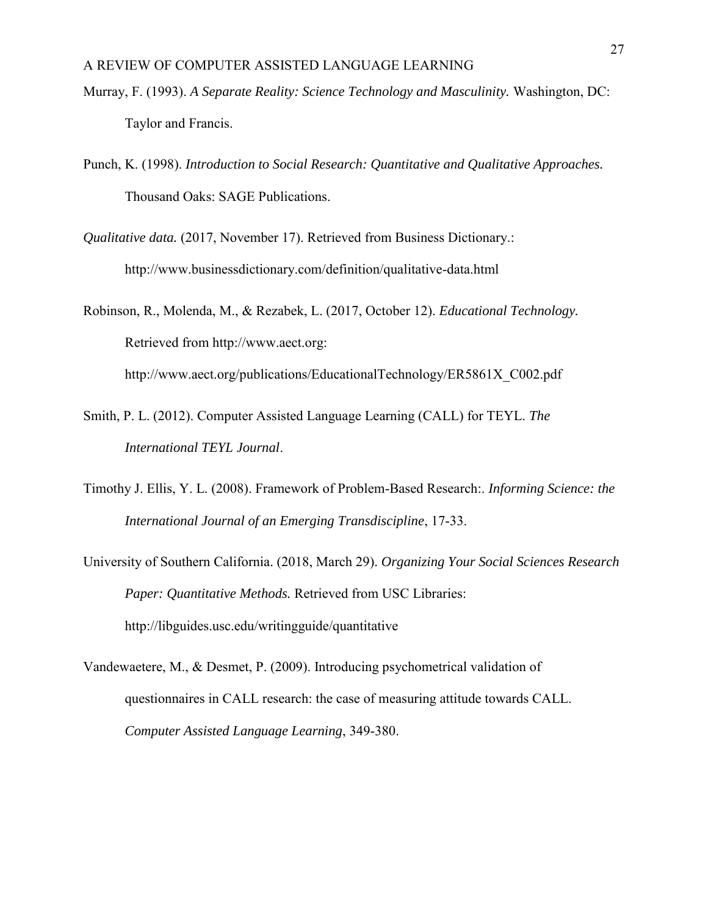Murray, F. (1993). *A Separate Reality: Science Technology and Masculinity.* Washington, DC: Taylor and Francis.

Punch, K. (1998). *Introduction to Social Research: Quantitative and Qualitative Approaches.* Thousand Oaks: SAGE Publications.

*Qualitative data.* (2017, November 17). Retrieved from Business Dictionary.: http://www.businessdictionary.com/definition/qualitative-data.html

Robinson, R., Molenda, M., & Rezabek, L. (2017, October 12). *Educational Technology.* Retrieved from http://www.aect.org: http://www.aect.org/publications/EducationalTechnology/ER5861X_C002.pdf

Smith, P. L. (2012). Computer Assisted Language Learning (CALL) for TEYL. *The International TEYL Journal*.

Timothy J. Ellis, Y. L. (2008). Framework of Problem-Based Research:. *Informing Science: the International Journal of an Emerging Transdiscipline*, 17-33.

University of Southern California. (2018, March 29). *Organizing Your Social Sciences Research Paper: Quantitative Methods.* Retrieved from USC Libraries: http://libguides.usc.edu/writingguide/quantitative

Vandewaetere, M., & Desmet, P. (2009). Introducing psychometrical validation of questionnaires in CALL research: the case of measuring attitude towards CALL. *Computer Assisted Language Learning*, 349-380.